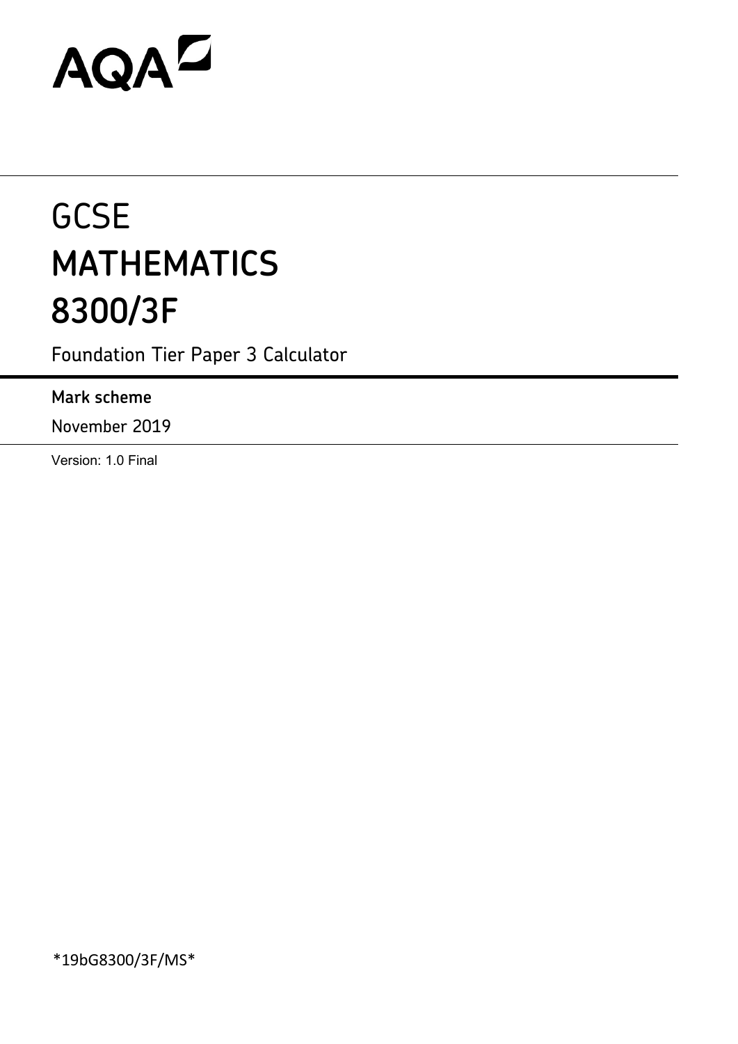AQA

# GCSE
# MATHEMATICS
# 8300/3F

Foundation Tier Paper 3 Calculator

**Mark scheme**

November 2019

Version: 1.0 Final

*19bG8300/3F/MS*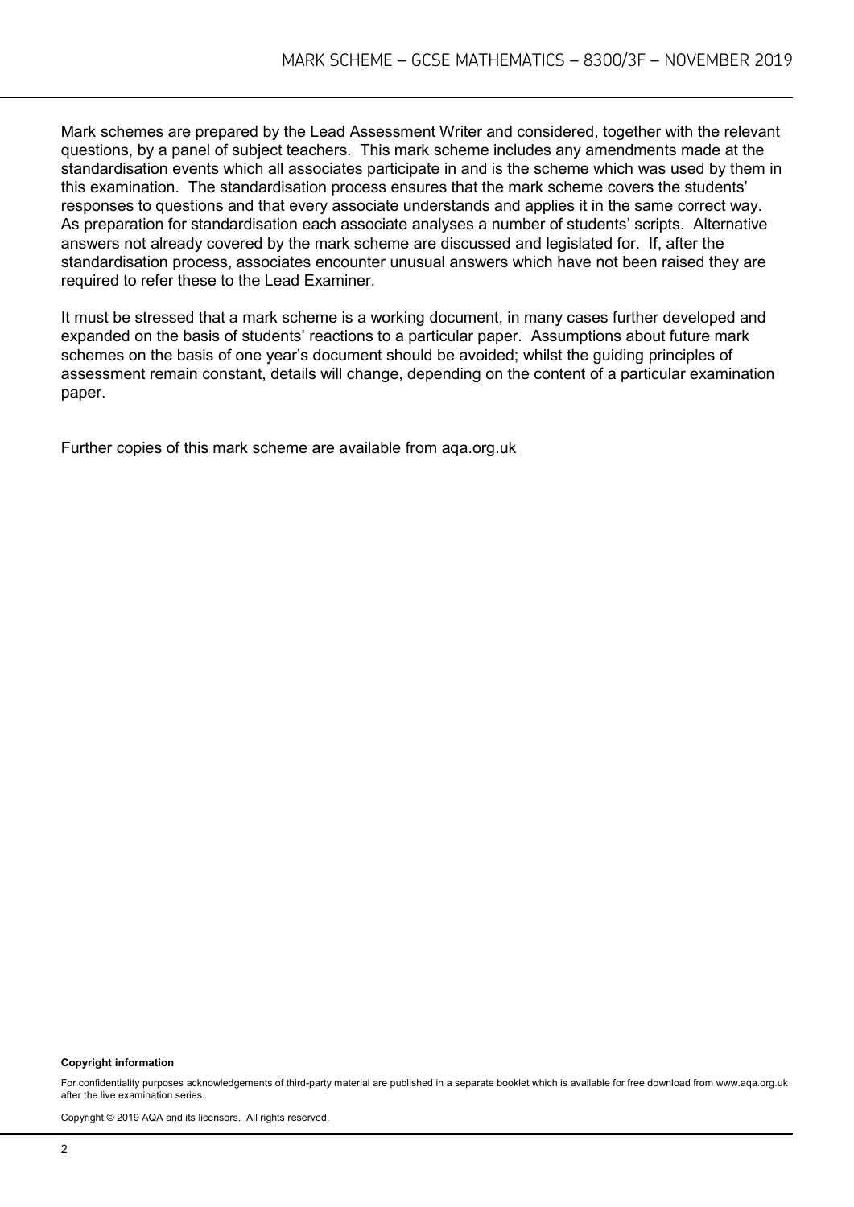Mark schemes are prepared by the Lead Assessment Writer and considered, together with the relevant questions, by a panel of subject teachers. This mark scheme includes any amendments made at the standardisation events which all associates participate in and is the scheme which was used by them in this examination. The standardisation process ensures that the mark scheme covers the students' responses to questions and that every associate understands and applies it in the same correct way. As preparation for standardisation each associate analyses a number of students' scripts. Alternative answers not already covered by the mark scheme are discussed and legislated for. If, after the standardisation process, associates encounter unusual answers which have not been raised they are required to refer these to the Lead Examiner.

It must be stressed that a mark scheme is a working document, in many cases further developed and expanded on the basis of students' reactions to a particular paper. Assumptions about future mark schemes on the basis of one year's document should be avoided; whilst the guiding principles of assessment remain constant, details will change, depending on the content of a particular examination paper.

Further copies of this mark scheme are available from aqa.org.uk

**Copyright information**

For confidentiality purposes acknowledgements of third-party material are published in a separate booklet which is available for free download from www.aqa.org.uk after the live examination series.

Copyright © 2019 AQA and its licensors. All rights reserved.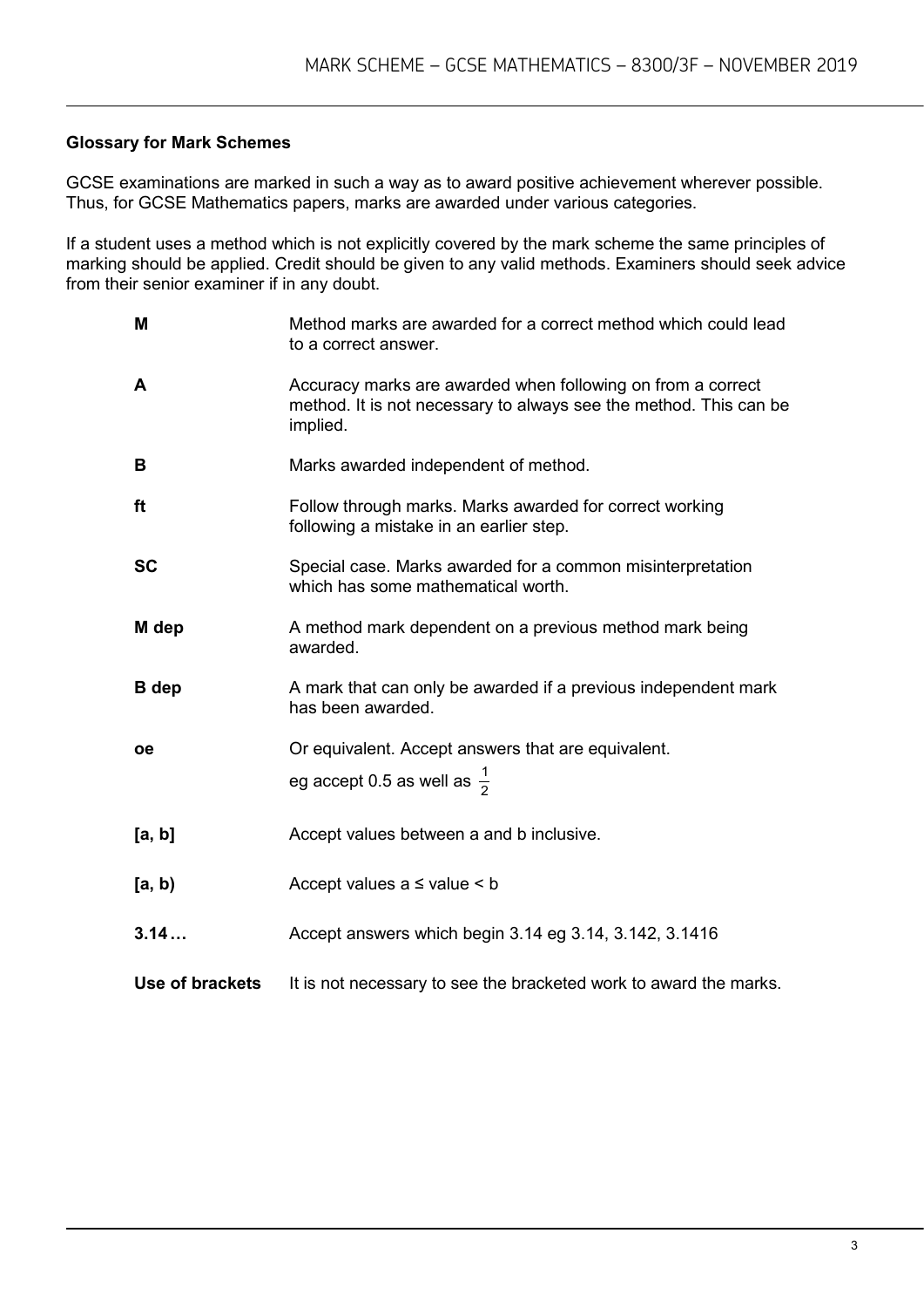## Glossary for Mark Schemes

GCSE examinations are marked in such a way as to award positive achievement wherever possible. Thus, for GCSE Mathematics papers, marks are awarded under various categories.

If a student uses a method which is not explicitly covered by the mark scheme the same principles of marking should be applied. Credit should be given to any valid methods. Examiners should seek advice from their senior examiner if in any doubt.

| | |
|---|---|
| **M** | Method marks are awarded for a correct method which could lead to a correct answer. |
| **A** | Accuracy marks are awarded when following on from a correct method. It is not necessary to always see the method. This can be implied. |
| **B** | Marks awarded independent of method. |
| **ft** | Follow through marks. Marks awarded for correct working following a mistake in an earlier step. |
| **SC** | Special case. Marks awarded for a common misinterpretation which has some mathematical worth. |
| **M dep** | A method mark dependent on a previous method mark being awarded. |
| **B dep** | A mark that can only be awarded if a previous independent mark has been awarded. |
| **oe** | Or equivalent. Accept answers that are equivalent. eg accept 0.5 as well as $\frac{1}{2}$ |
| **[a, b]** | Accept values between a and b inclusive. |
| **[a, b)** | Accept values a ≤ value < b |
| **3.14…** | Accept answers which begin 3.14 eg 3.14, 3.142, 3.1416 |
| **Use of brackets** | It is not necessary to see the bracketed work to award the marks. |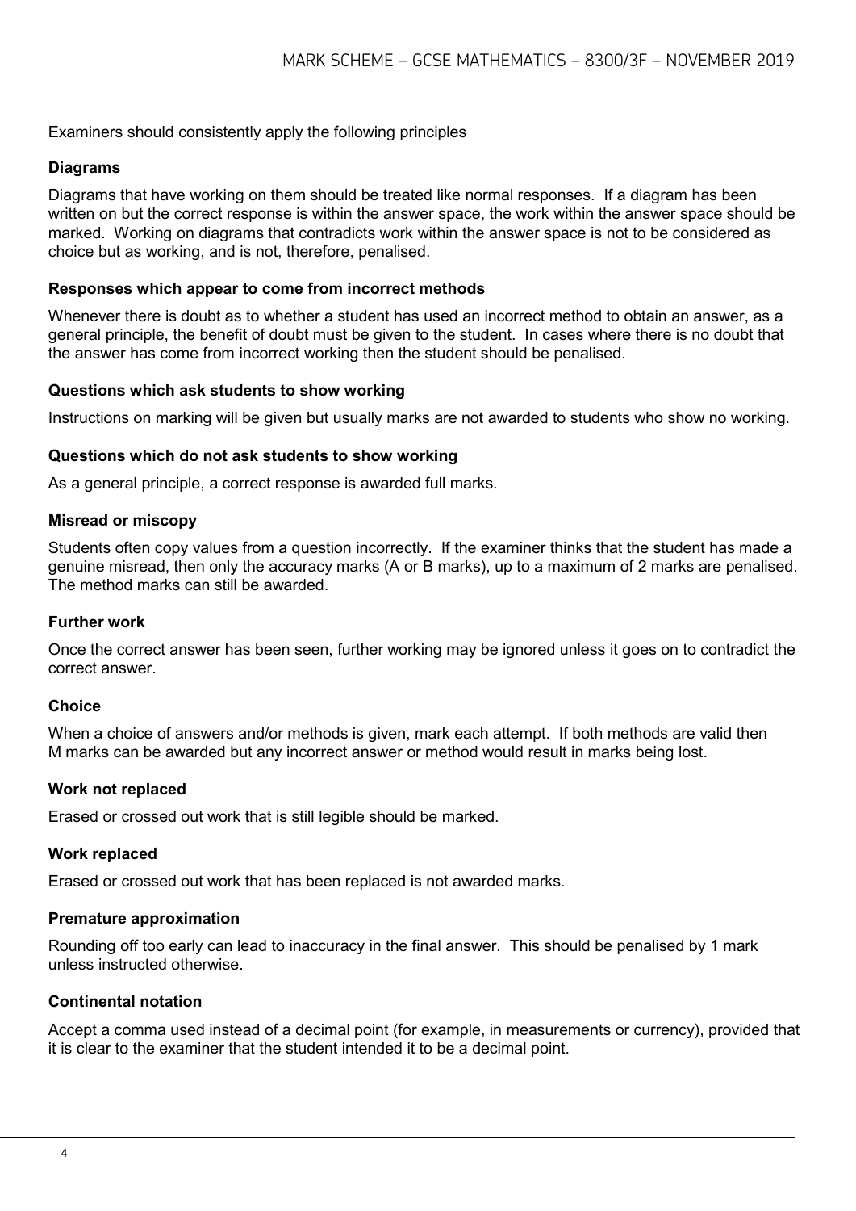Examiners should consistently apply the following principles

### Diagrams

Diagrams that have working on them should be treated like normal responses. If a diagram has been written on but the correct response is within the answer space, the work within the answer space should be marked. Working on diagrams that contradicts work within the answer space is not to be considered as choice but as working, and is not, therefore, penalised.

### Responses which appear to come from incorrect methods

Whenever there is doubt as to whether a student has used an incorrect method to obtain an answer, as a general principle, the benefit of doubt must be given to the student. In cases where there is no doubt that the answer has come from incorrect working then the student should be penalised.

### Questions which ask students to show working

Instructions on marking will be given but usually marks are not awarded to students who show no working.

### Questions which do not ask students to show working

As a general principle, a correct response is awarded full marks.

### Misread or miscopy

Students often copy values from a question incorrectly. If the examiner thinks that the student has made a genuine misread, then only the accuracy marks (A or B marks), up to a maximum of 2 marks are penalised. The method marks can still be awarded.

### Further work

Once the correct answer has been seen, further working may be ignored unless it goes on to contradict the correct answer.

### Choice

When a choice of answers and/or methods is given, mark each attempt. If both methods are valid then M marks can be awarded but any incorrect answer or method would result in marks being lost.

### Work not replaced

Erased or crossed out work that is still legible should be marked.

### Work replaced

Erased or crossed out work that has been replaced is not awarded marks.

### Premature approximation

Rounding off too early can lead to inaccuracy in the final answer. This should be penalised by 1 mark unless instructed otherwise.

### Continental notation

Accept a comma used instead of a decimal point (for example, in measurements or currency), provided that it is clear to the examiner that the student intended it to be a decimal point.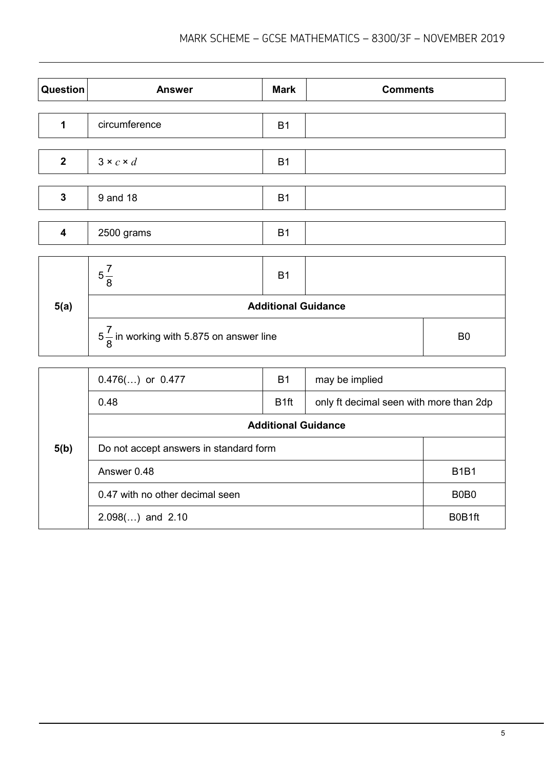| Question | Answer | Mark | Comments |
|---|---|---|---|
| 1 | circumference | B1 | |

| Question | Answer | Mark | Comments |
|---|---|---|---|
| 2 | $3 \times c \times d$ | B1 | |

| Question | Answer | Mark | Comments |
|---|---|---|---|
| 3 | 9 and 18 | B1 | |

| Question | Answer | Mark | Comments |
|---|---|---|---|
| 4 | 2500 grams | B1 | |

| Question | Answer | Mark | Comments |
|---|---|---|---|
| 5(a) | $5\frac{7}{8}$ | B1 | |
| | **Additional Guidance** | | |
| | $5\frac{7}{8}$ in working with 5.875 on answer line | | B0 |

| Question | Answer | Mark | Comments |
|---|---|---|---|
| 5(b) | 0.476(…) or 0.477 | B1 | may be implied |
| | 0.48 | B1ft | only ft decimal seen with more than 2dp |
| | **Additional Guidance** | | |
| | Do not accept answers in standard form | | |
| | Answer 0.48 | | B1B1 |
| | 0.47 with no other decimal seen | | B0B0 |
| | 2.098(…) and 2.10 | | B0B1ft |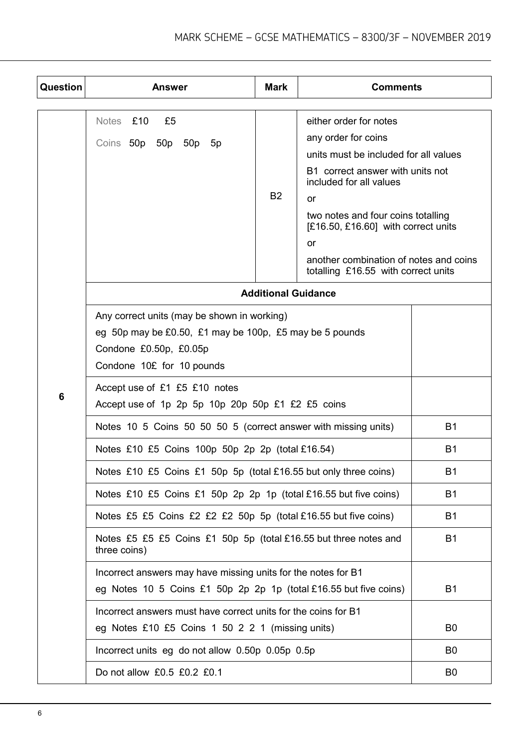| Question | Answer | Mark | Comments |
| --- | --- | --- | --- |
| 6 | Notes £10 £5<br>Coins 50p 50p 50p 5p | B2 | either order for notes<br>any order for coins<br>units must be included for all values<br>B1 correct answer with units not included for all values<br>or<br>two notes and four coins totalling [£16.50, £16.60] with correct units<br>or<br>another combination of notes and coins totalling £16.55 with correct units |

**Additional Guidance**

| | |
| --- | --- |
| Any correct units (may be shown in working)<br>eg 50p may be £0.50, £1 may be 100p, £5 may be 5 pounds<br>Condone £0.50p, £0.05p<br>Condone 10£ for 10 pounds | |
| Accept use of £1 £5 £10 notes<br>Accept use of 1p 2p 5p 10p 20p 50p £1 £2 £5 coins | |
| Notes 10 5 Coins 50 50 50 5 (correct answer with missing units) | B1 |
| Notes £10 £5 Coins 100p 50p 2p 2p (total £16.54) | B1 |
| Notes £10 £5 Coins £1 50p 5p (total £16.55 but only three coins) | B1 |
| Notes £10 £5 Coins £1 50p 2p 2p 1p (total £16.55 but five coins) | B1 |
| Notes £5 £5 Coins £2 £2 £2 50p 5p (total £16.55 but five coins) | B1 |
| Notes £5 £5 £5 Coins £1 50p 5p (total £16.55 but three notes and three coins) | B1 |
| Incorrect answers may have missing units for the notes for B1<br>eg Notes 10 5 Coins £1 50p 2p 2p 1p (total £16.55 but five coins) | B1 |
| Incorrect answers must have correct units for the coins for B1<br>eg Notes £10 £5 Coins 1 50 2 2 1 (missing units) | B0 |
| Incorrect units eg do not allow 0.50p 0.05p 0.5p | B0 |
| Do not allow £0.5 £0.2 £0.1 | B0 |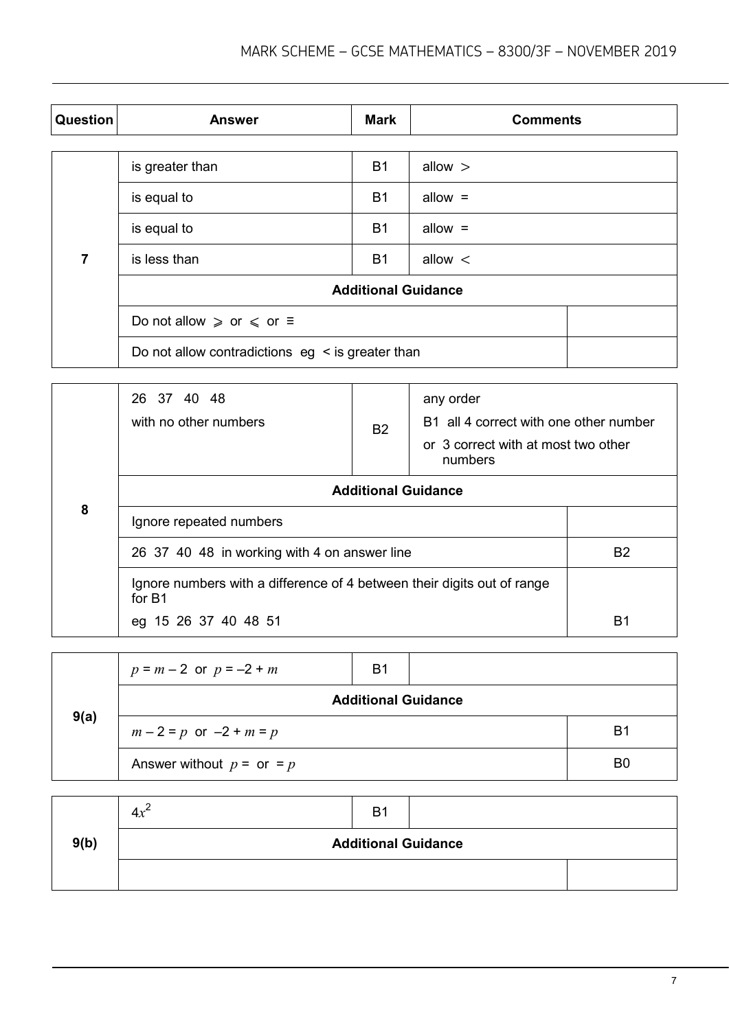| Question | Answer | Mark | Comments |
|---|---|---|---|
| 7 | is greater than | B1 | allow $>$ |
| | is equal to | B1 | allow = |
| | is equal to | B1 | allow = |
| | is less than | B1 | allow $<$ |
| | **Additional Guidance** | | |
| | Do not allow $\geqslant$ or $\leqslant$ or $\equiv$ | | |
| | Do not allow contradictions eg < is greater than | | |

| Question | Answer | Mark | Comments |
|---|---|---|---|
| 8 | 26 37 40 48<br>with no other numbers | B2 | any order<br>B1 all 4 correct with one other number<br>or 3 correct with at most two other numbers |
| | **Additional Guidance** | | |
| | Ignore repeated numbers | | |
| | 26 37 40 48 in working with 4 on answer line | | B2 |
| | Ignore numbers with a difference of 4 between their digits out of range for B1<br>eg 15 26 37 40 48 51 | | B1 |

| Question | Answer | Mark | Comments |
|---|---|---|---|
| 9(a) | $p = m - 2$ or $p = -2 + m$ | B1 | |
| | **Additional Guidance** | | |
| | $m - 2 = p$ or $-2 + m = p$ | | B1 |
| | Answer without $p =$ or $= p$ | | B0 |

| Question | Answer | Mark | Comments |
|---|---|---|---|
| 9(b) | $4x^2$ | B1 | |
| | **Additional Guidance** | | |
| | | | |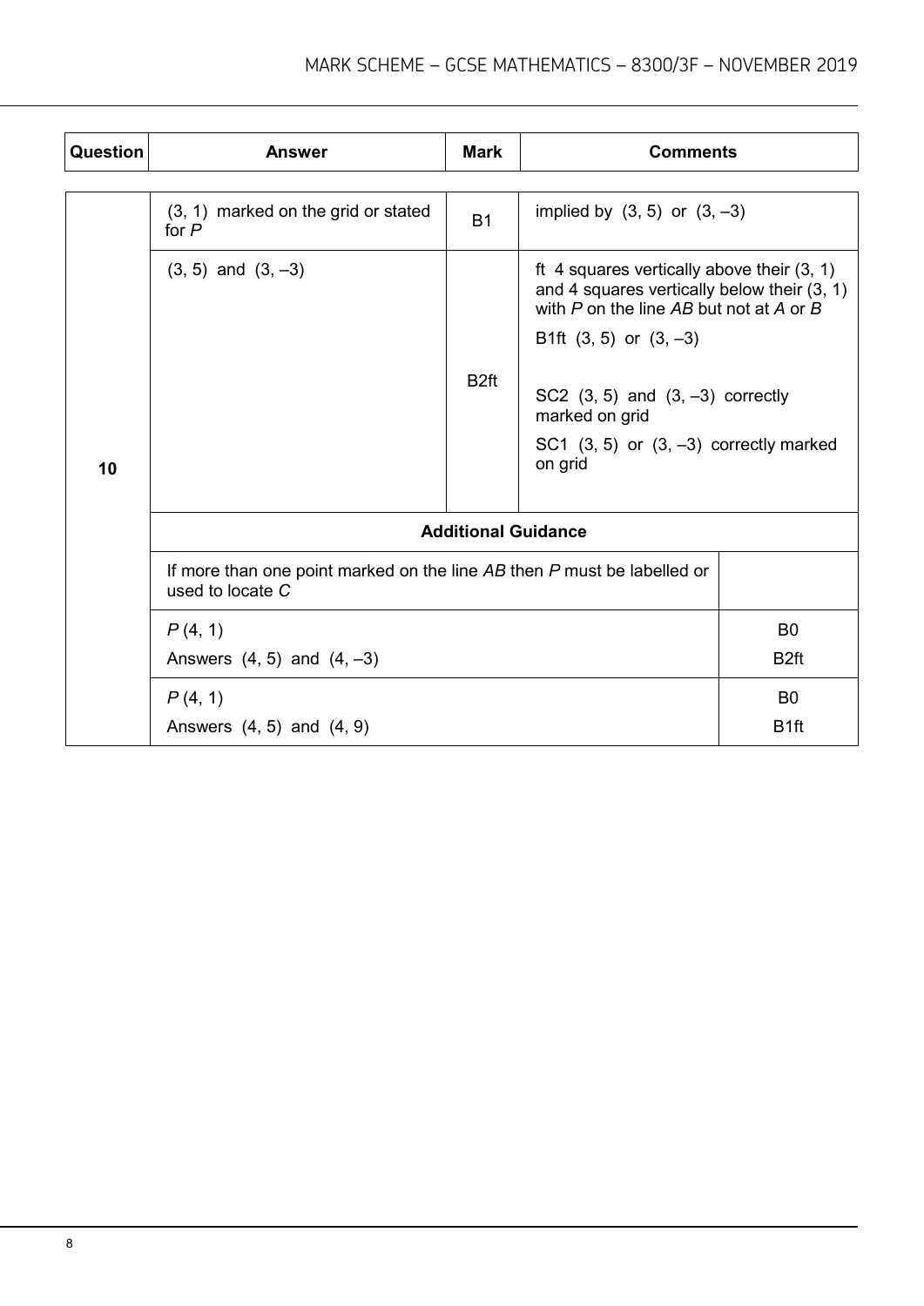| Question | Answer | Mark | Comments |
|---|---|---|---|
| 10 | (3, 1) marked on the grid or stated for $P$ | B1 | implied by (3, 5) or (3, –3) |
| | (3, 5) and (3, –3) | B2ft | ft 4 squares vertically above their (3, 1) and 4 squares vertically below their (3, 1) with $P$ on the line $AB$ but not at $A$ or $B$<br><br>B1ft (3, 5) or (3, –3)<br><br>SC2 (3, 5) and (3, –3) correctly marked on grid<br><br>SC1 (3, 5) or (3, –3) correctly marked on grid |
| | **Additional Guidance** | | |
| | If more than one point marked on the line $AB$ then $P$ must be labelled or used to locate $C$ | | |
| | $P$ (4, 1)<br>Answers (4, 5) and (4, –3) | B0<br>B2ft | |
| | $P$ (4, 1)<br>Answers (4, 5) and (4, 9) | B0<br>B1ft | |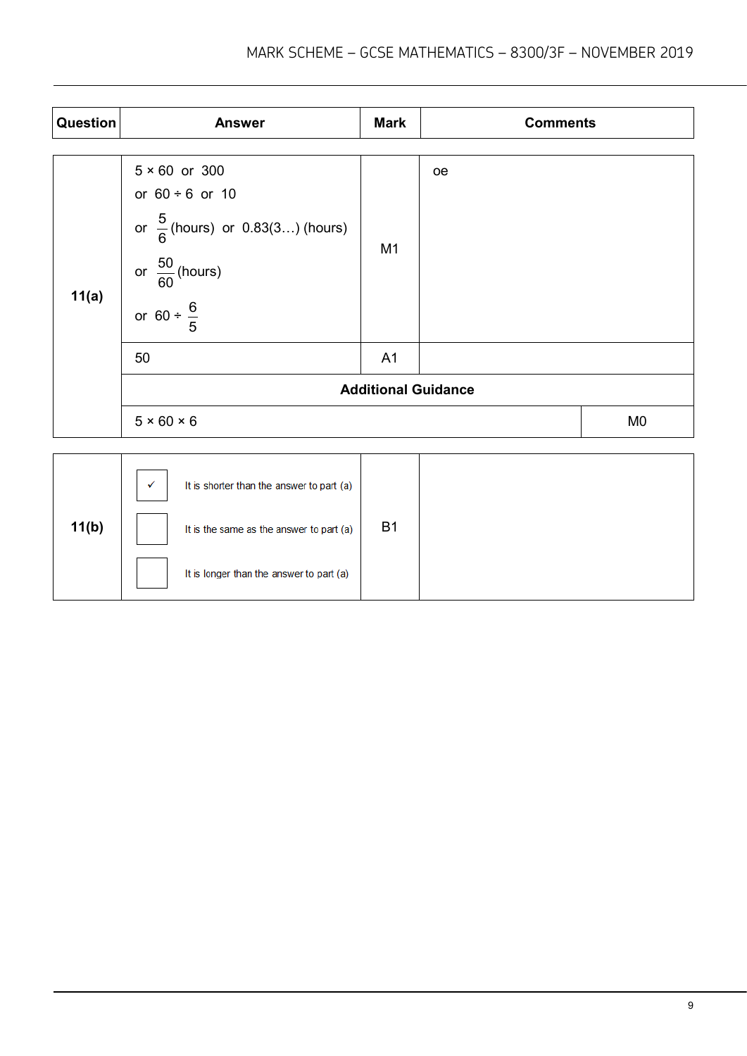| Question | Answer | Mark | Comments |
|---|---|---|---|
| 11(a) | $5 \times 60$ or $300$<br>or $60 \div 6$ or $10$<br>or $\frac{5}{6}$ (hours) or $0.83(3\ldots)$ (hours)<br>or $\frac{50}{60}$ (hours)<br>or $60 \div \frac{6}{5}$ | M1 | oe |
| | 50 | A1 | |
| | **Additional Guidance** | | |
| | $5 \times 60 \times 6$ | | M0 |

| Question | Answer | Mark | Comments |
|---|---|---|---|
| 11(b) | ✓ It is shorter than the answer to part (a)<br>☐ It is the same as the answer to part (a)<br>☐ It is longer than the answer to part (a) | B1 | |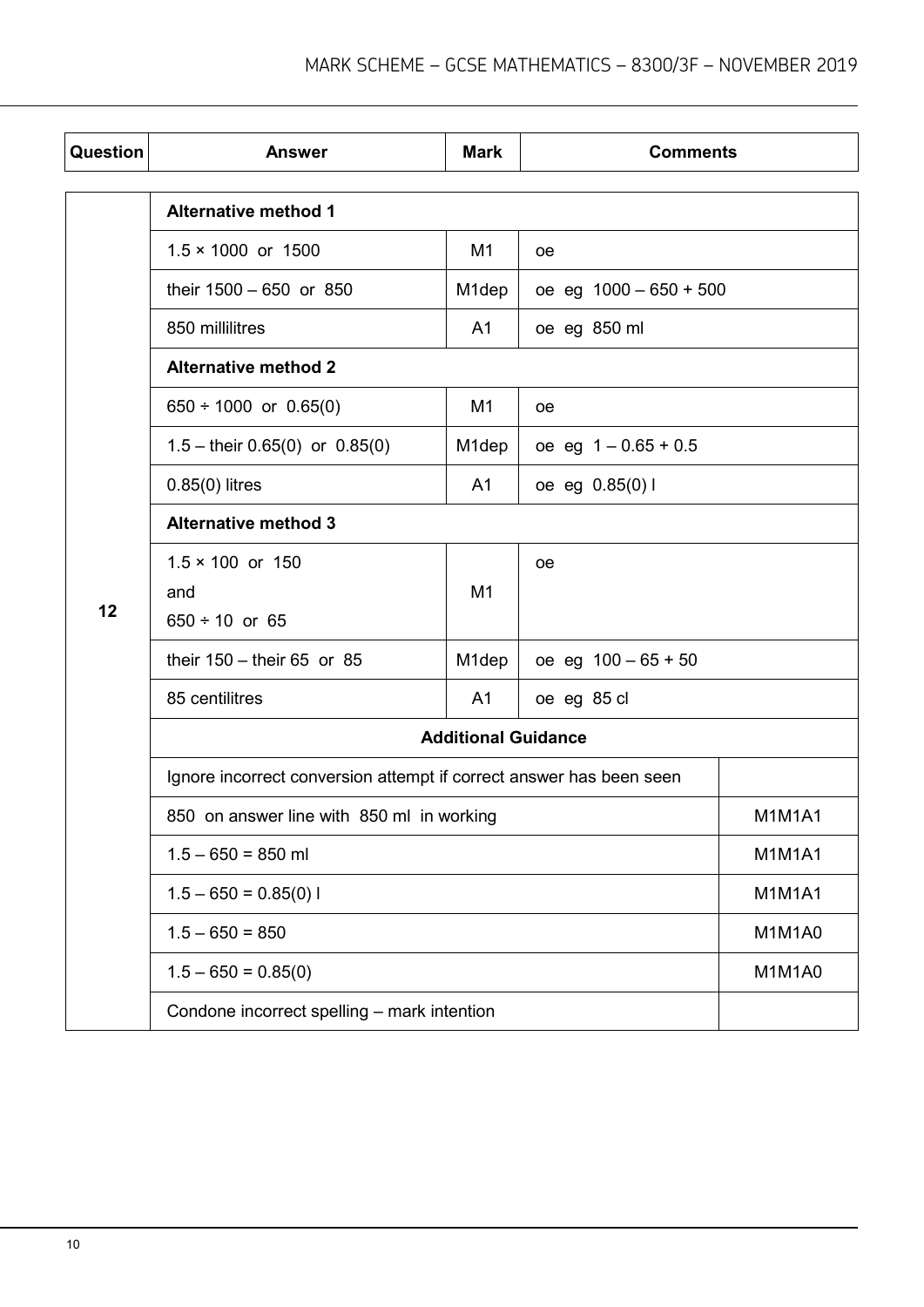| Question | Answer | Mark | Comments |
|---|---|---|---|
| 12 | **Alternative method 1** | | |
| | 1.5 × 1000 or 1500 | M1 | oe |
| | their 1500 – 650 or 850 | M1dep | oe eg 1000 – 650 + 500 |
| | 850 millilitres | A1 | oe eg 850 ml |
| | **Alternative method 2** | | |
| | 650 ÷ 1000 or 0.65(0) | M1 | oe |
| | 1.5 – their 0.65(0) or 0.85(0) | M1dep | oe eg 1 – 0.65 + 0.5 |
| | 0.85(0) litres | A1 | oe eg 0.85(0) l |
| | **Alternative method 3** | | |
| | 1.5 × 100 or 150 and 650 ÷ 10 or 65 | M1 | oe |
| | their 150 – their 65 or 85 | M1dep | oe eg 100 – 65 + 50 |
| | 85 centilitres | A1 | oe eg 85 cl |
| | **Additional Guidance** | | |
| | Ignore incorrect conversion attempt if correct answer has been seen | | |
| | 850 on answer line with 850 ml in working | | M1M1A1 |
| | 1.5 – 650 = 850 ml | | M1M1A1 |
| | 1.5 – 650 = 0.85(0) l | | M1M1A1 |
| | 1.5 – 650 = 850 | | M1M1A0 |
| | 1.5 – 650 = 0.85(0) | | M1M1A0 |
| | Condone incorrect spelling – mark intention | | |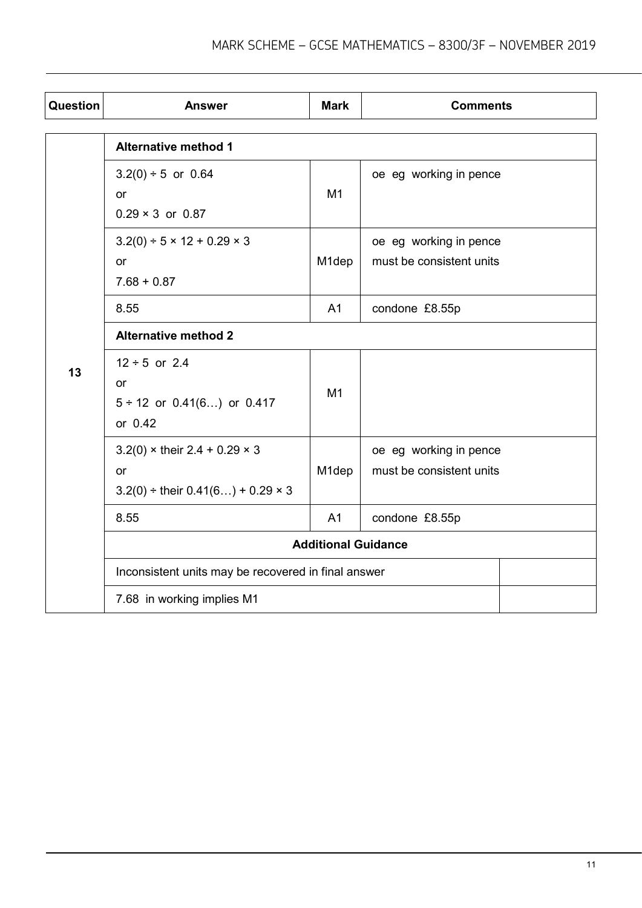| Question | Answer | Mark | Comments |
|---|---|---|---|
| 13 | **Alternative method 1** | | |
| | 3.2(0) ÷ 5 or 0.64<br>or<br>0.29 × 3 or 0.87 | M1 | oe eg working in pence |
| | 3.2(0) ÷ 5 × 12 + 0.29 × 3<br>or<br>7.68 + 0.87 | M1dep | oe eg working in pence<br>must be consistent units |
| | 8.55 | A1 | condone £8.55p |
| | **Alternative method 2** | | |
| | 12 ÷ 5 or 2.4<br>or<br>5 ÷ 12 or 0.41(6…) or 0.417 or 0.42 | M1 | |
| | 3.2(0) × their 2.4 + 0.29 × 3<br>or<br>3.2(0) ÷ their 0.41(6…) + 0.29 × 3 | M1dep | oe eg working in pence<br>must be consistent units |
| | 8.55 | A1 | condone £8.55p |
| | **Additional Guidance** | | |
| | Inconsistent units may be recovered in final answer | | |
| | 7.68 in working implies M1 | | |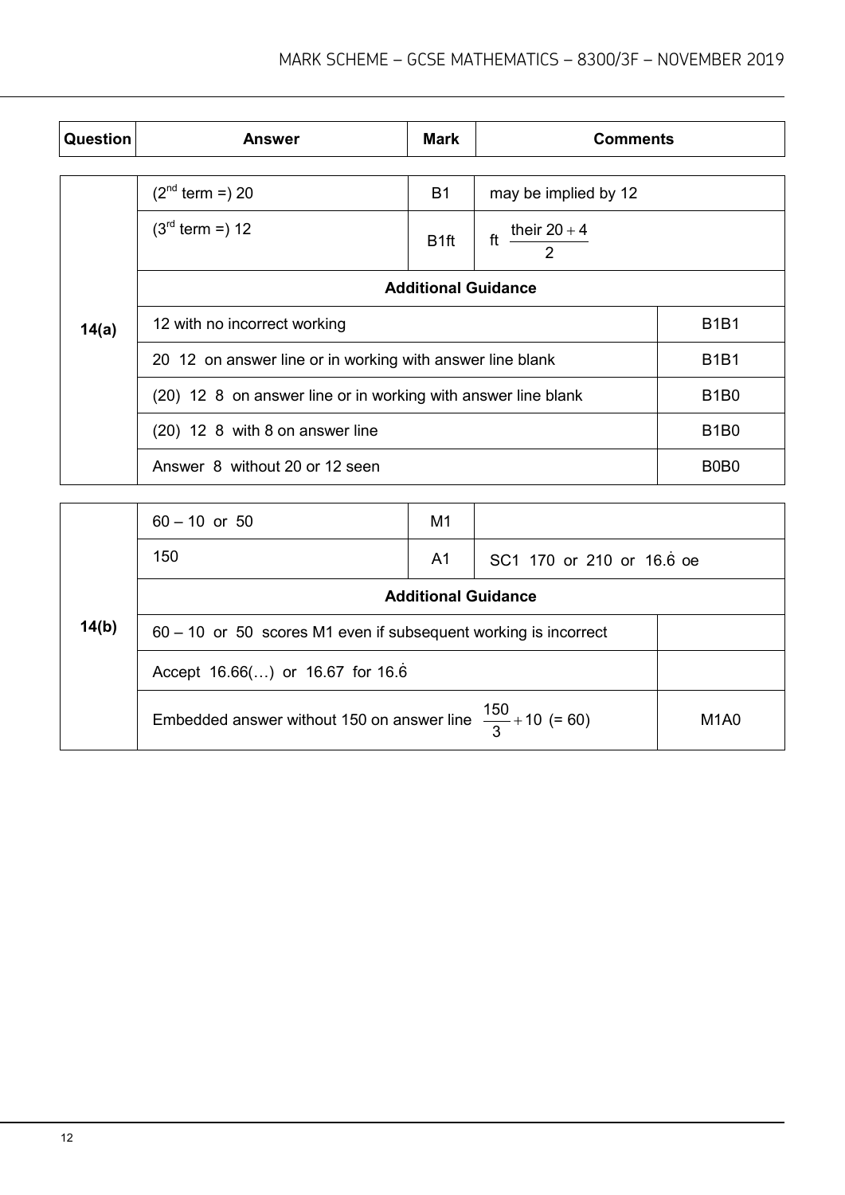| Question | Answer | Mark | Comments |
|---|---|---|---|
| 14(a) | ($2^{nd}$ term =) 20 | B1 | may be implied by 12 |
| | ($3^{rd}$ term =) 12 | B1ft | ft $\frac{\text{their } 20 + 4}{2}$ |
| | **Additional Guidance** | | |
| | 12 with no incorrect working | | B1B1 |
| | 20 12 on answer line or in working with answer line blank | | B1B1 |
| | (20) 12 8 on answer line or in working with answer line blank | | B1B0 |
| | (20) 12 8 with 8 on answer line | | B1B0 |
| | Answer 8 without 20 or 12 seen | | B0B0 |

| Question | Answer | Mark | Comments |
|---|---|---|---|
| 14(b) | 60 – 10 or 50 | M1 | |
| | 150 | A1 | SC1 170 or 210 or $16.\dot{6}$ oe |
| | **Additional Guidance** | | |
| | 60 – 10 or 50 scores M1 even if subsequent working is incorrect | | |
| | Accept 16.66(…) or 16.67 for $16.\dot{6}$ | | |
| | Embedded answer without 150 on answer line $\frac{150}{3} + 10$ (= 60) | | M1A0 |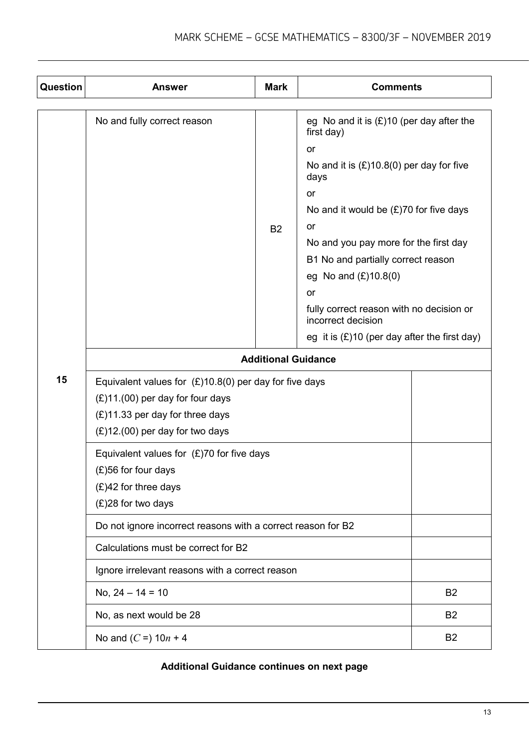| Question | Answer | Mark | Comments |
|---|---|---|---|
| 15 | No and fully correct reason | B2 | eg No and it is (£)10 (per day after the first day)<br>or<br>No and it is (£)10.8(0) per day for five days<br>or<br>No and it would be (£)70 for five days<br>or<br>No and you pay more for the first day<br>B1 No and partially correct reason<br>eg No and (£)10.8(0)<br>or<br>fully correct reason with no decision or incorrect decision<br>eg it is (£)10 (per day after the first day) |

| Additional Guidance | |
|---|---|
| Equivalent values for (£)10.8(0) per day for five days<br>(£)11.(00) per day for four days<br>(£)11.33 per day for three days<br>(£)12.(00) per day for two days | |
| Equivalent values for (£)70 for five days<br>(£)56 for four days<br>(£)42 for three days<br>(£)28 for two days | |
| Do not ignore incorrect reasons with a correct reason for B2 | |
| Calculations must be correct for B2 | |
| Ignore irrelevant reasons with a correct reason | |
| No, $24 - 14 = 10$ | B2 |
| No, as next would be 28 | B2 |
| No and ($C$ =) $10n + 4$ | B2 |

**Additional Guidance continues on next page**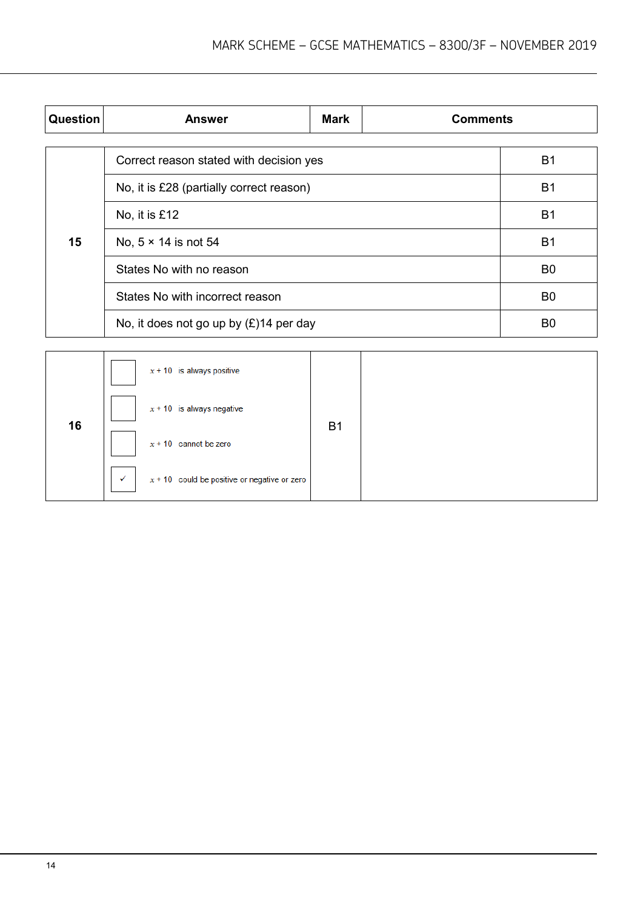| Question | Answer | Mark | Comments |
|---|---|---|---|
| 15 | Correct reason stated with decision yes | | B1 |
| | No, it is £28 (partially correct reason) | | B1 |
| | No, it is £12 | | B1 |
| | No, 5 × 14 is not 54 | | B1 |
| | States No with no reason | | B0 |
| | States No with incorrect reason | | B0 |
| | No, it does not go up by (£)14 per day | | B0 |
| 16 | ☐ $x + 10$ is always positive<br>☐ $x + 10$ is always negative<br>☐ $x + 10$ cannot be zero<br>☑ $x + 10$ could be positive or negative or zero | B1 | |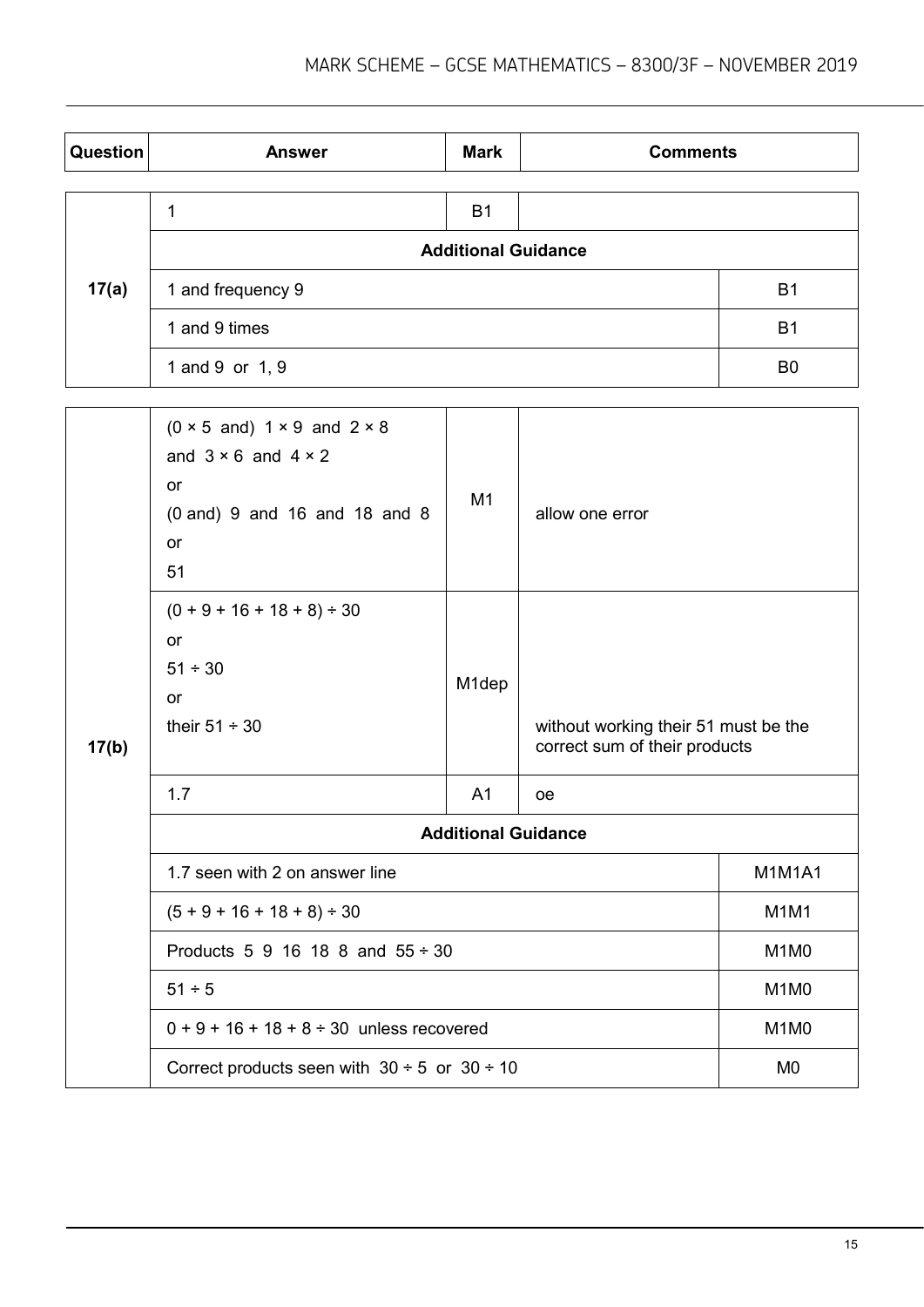| Question | Answer | Mark | Comments |
|---|---|---|---|
| 17(a) | 1 | B1 | |
| | **Additional Guidance** | | |
| | 1 and frequency 9 | | B1 |
| | 1 and 9 times | | B1 |
| | 1 and 9 or 1, 9 | | B0 |

| Question | Answer | Mark | Comments |
|---|---|---|---|
| 17(b) | (0 × 5 and) 1 × 9 and 2 × 8 and 3 × 6 and 4 × 2<br>or<br>(0 and) 9 and 16 and 18 and 8<br>or<br>51 | M1 | allow one error |
| | (0 + 9 + 16 + 18 + 8) ÷ 30<br>or<br>51 ÷ 30<br>or<br>their 51 ÷ 30 | M1dep | without working their 51 must be the correct sum of their products |
| | 1.7 | A1 | oe |
| | **Additional Guidance** | | |
| | 1.7 seen with 2 on answer line | | M1M1A1 |
| | (5 + 9 + 16 + 18 + 8) ÷ 30 | | M1M1 |
| | Products 5 9 16 18 8 and 55 ÷ 30 | | M1M0 |
| | 51 ÷ 5 | | M1M0 |
| | 0 + 9 + 16 + 18 + 8 ÷ 30 unless recovered | | M1M0 |
| | Correct products seen with 30 ÷ 5 or 30 ÷ 10 | | M0 |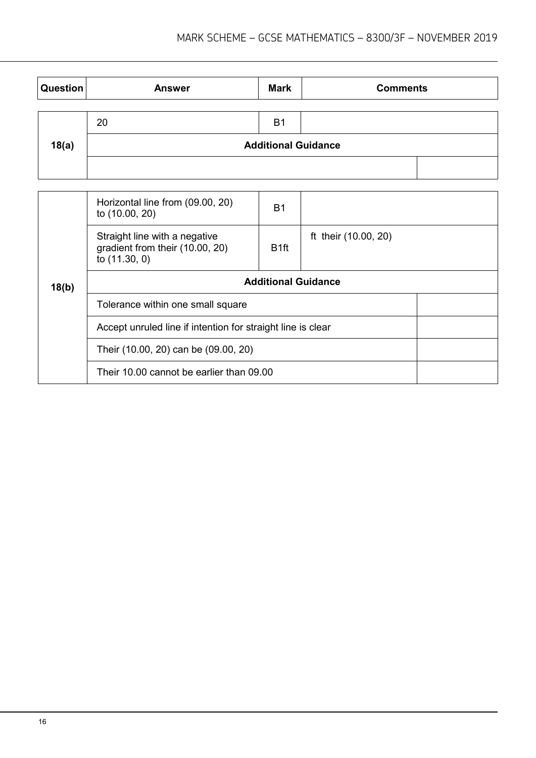| Question | Answer | Mark | Comments |
| --- | --- | --- | --- |
| 18(a) | 20 | B1 | |
| | **Additional Guidance** | | |
| | | | |

| Question | Answer | Mark | Comments |
| --- | --- | --- | --- |
| 18(b) | Horizontal line from (09.00, 20) to (10.00, 20) | B1 | |
| | Straight line with a negative gradient from their (10.00, 20) to (11.30, 0) | B1ft | ft their (10.00, 20) |
| | **Additional Guidance** | | |
| | Tolerance within one small square | | |
| | Accept unruled line if intention for straight line is clear | | |
| | Their (10.00, 20) can be (09.00, 20) | | |
| | Their 10.00 cannot be earlier than 09.00 | | |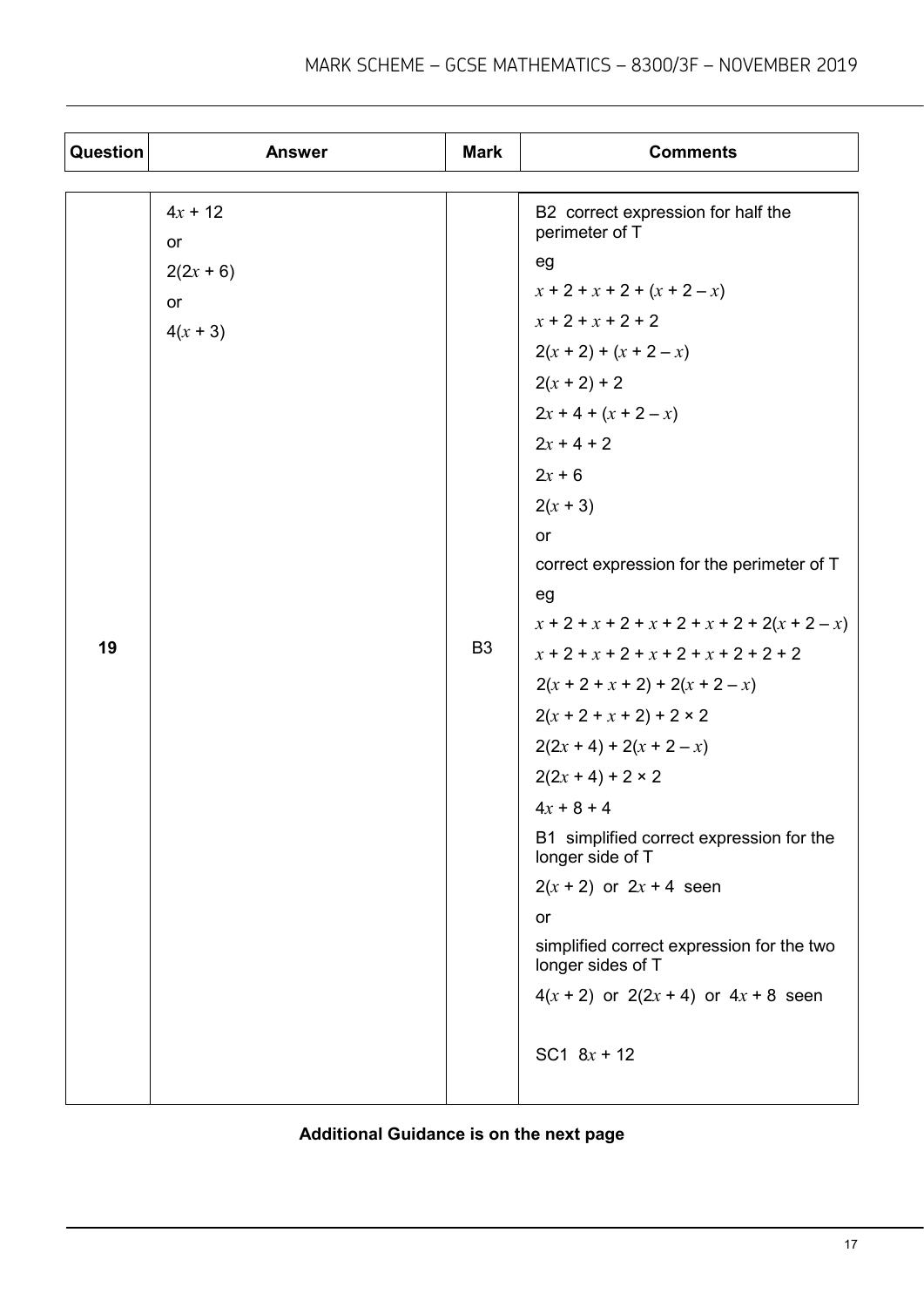| Question | Answer | Mark | Comments |
|---|---|---|---|
| 19 | $4x + 12$<br>or<br>$2(2x + 6)$<br>or<br>$4(x + 3)$ | B3 | B2 correct expression for half the perimeter of T<br>eg<br>$x + 2 + x + 2 + (x + 2 - x)$<br>$x + 2 + x + 2 + 2$<br>$2(x + 2) + (x + 2 - x)$<br>$2(x + 2) + 2$<br>$2x + 4 + (x + 2 - x)$<br>$2x + 4 + 2$<br>$2x + 6$<br>$2(x + 3)$<br>or<br>correct expression for the perimeter of T<br>eg<br>$x + 2 + x + 2 + x + 2 + x + 2 + 2(x + 2 - x)$<br>$x + 2 + x + 2 + x + 2 + x + 2 + 2 + 2$<br>$2(x + 2 + x + 2) + 2(x + 2 - x)$<br>$2(x + 2 + x + 2) + 2 \times 2$<br>$2(2x + 4) + 2(x + 2 - x)$<br>$2(2x + 4) + 2 \times 2$<br>$4x + 8 + 4$<br>B1 simplified correct expression for the longer side of T<br>$2(x + 2)$ or $2x + 4$ seen<br>or<br>simplified correct expression for the two longer sides of T<br>$4(x + 2)$ or $2(2x + 4)$ or $4x + 8$ seen<br><br>SC1 $8x + 12$ |

**Additional Guidance is on the next page**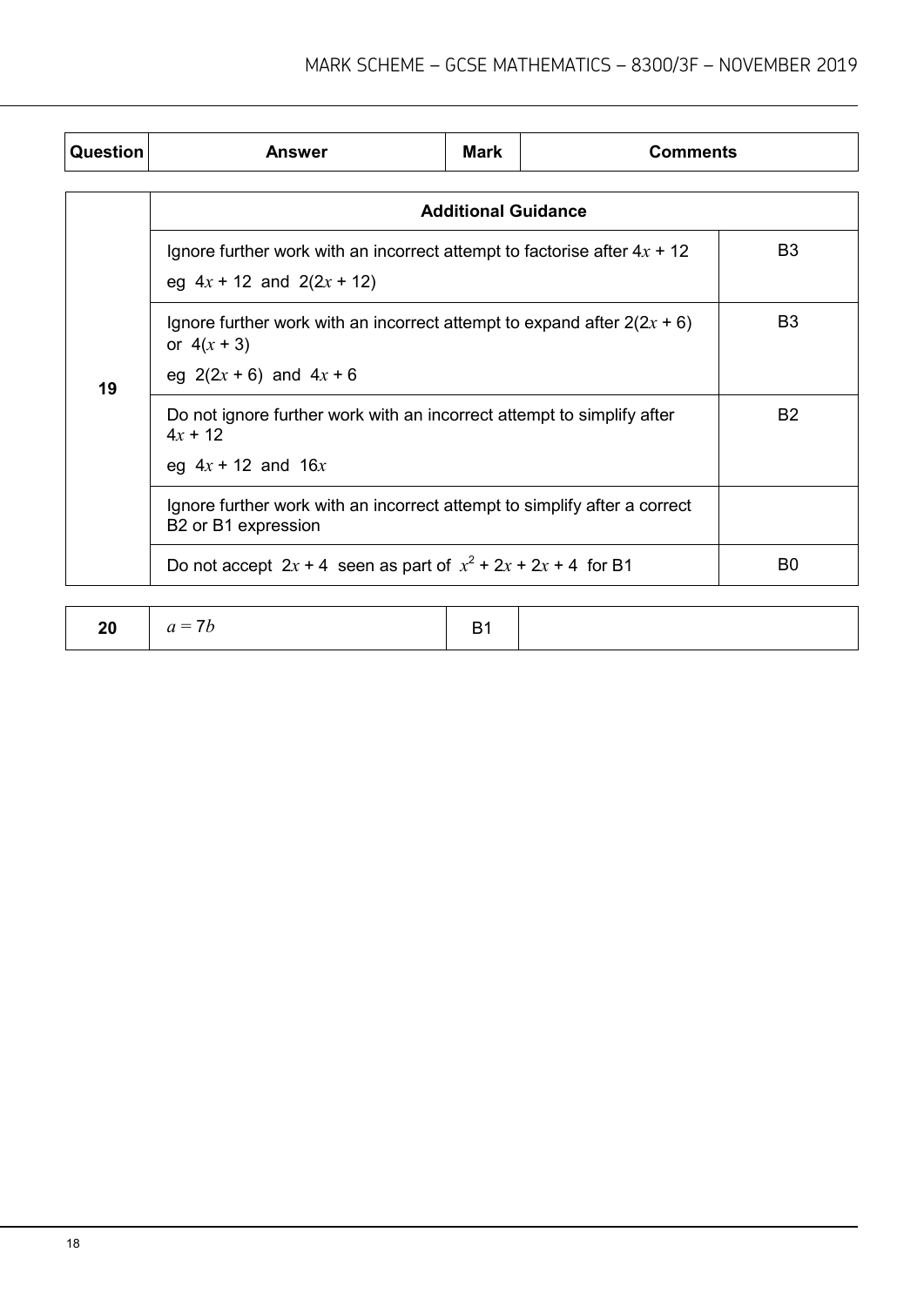| Question | Answer | Mark | Comments |
|---|---|---|---|

| Question | Additional Guidance | |
|---|---|---|
| 19 | Ignore further work with an incorrect attempt to factorise after $4x + 12$<br>eg $4x + 12$ and $2(2x + 12)$ | B3 |
| | Ignore further work with an incorrect attempt to expand after $2(2x + 6)$ or $4(x + 3)$<br>eg $2(2x + 6)$ and $4x + 6$ | B3 |
| | Do not ignore further work with an incorrect attempt to simplify after $4x + 12$<br>eg $4x + 12$ and $16x$ | B2 |
| | Ignore further work with an incorrect attempt to simplify after a correct B2 or B1 expression | |
| | Do not accept $2x + 4$ seen as part of $x^2 + 2x + 2x + 4$ for B1 | B0 |

| Question | Answer | Mark | Comments |
|---|---|---|---|
| 20 | $a = 7b$ | B1 | |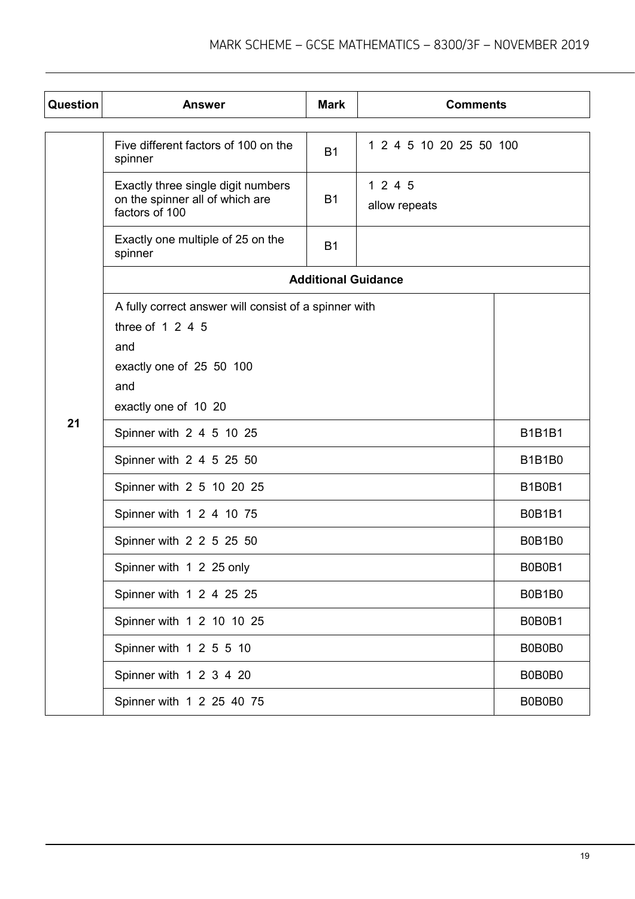| Question | Answer | Mark | Comments | |
|---|---|---|---|---|
| 21 | Five different factors of 100 on the spinner | B1 | 1 2 4 5 10 20 25 50 100 | |
| | Exactly three single digit numbers on the spinner all of which are factors of 100 | B1 | 1 2 4 5<br>allow repeats | |
| | Exactly one multiple of 25 on the spinner | B1 | | |
| | **Additional Guidance** | | | |
| | A fully correct answer will consist of a spinner with<br>three of 1 2 4 5<br>and<br>exactly one of 25 50 100<br>and<br>exactly one of 10 20 | | | |
| | Spinner with 2 4 5 10 25 | | | B1B1B1 |
| | Spinner with 2 4 5 25 50 | | | B1B1B0 |
| | Spinner with 2 5 10 20 25 | | | B1B0B1 |
| | Spinner with 1 2 4 10 75 | | | B0B1B1 |
| | Spinner with 2 2 5 25 50 | | | B0B1B0 |
| | Spinner with 1 2 25 only | | | B0B0B1 |
| | Spinner with 1 2 4 25 25 | | | B0B1B0 |
| | Spinner with 1 2 10 10 25 | | | B0B0B1 |
| | Spinner with 1 2 5 5 10 | | | B0B0B0 |
| | Spinner with 1 2 3 4 20 | | | B0B0B0 |
| | Spinner with 1 2 25 40 75 | | | B0B0B0 |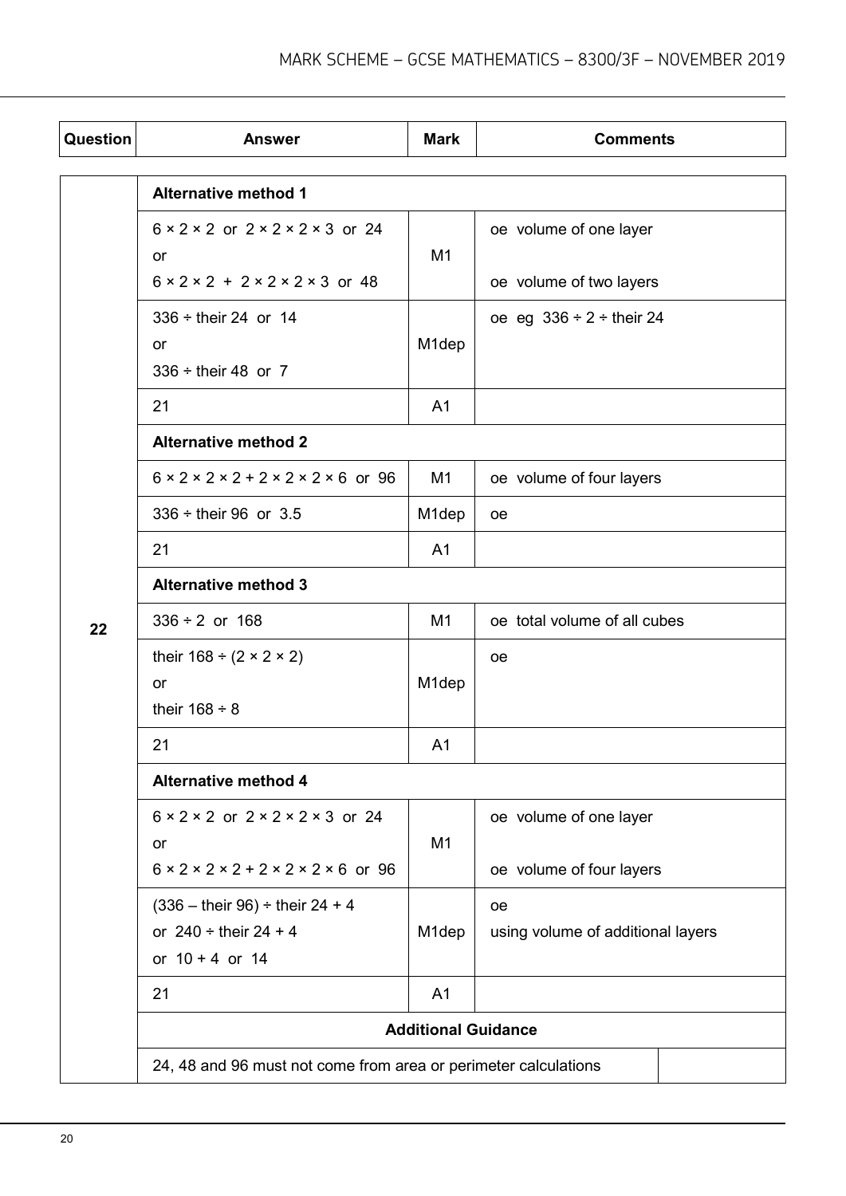| Question | Answer | Mark | Comments |
| --- | --- | --- | --- |
| 22 | **Alternative method 1** | | |
| | $6 \times 2 \times 2$ or $2 \times 2 \times 2 \times 3$ or 24<br>or<br>$6 \times 2 \times 2 + 2 \times 2 \times 2 \times 3$ or 48 | M1 | oe volume of one layer<br><br>oe volume of two layers |
| | $336 \div$ their 24 or 14<br>or<br>$336 \div$ their 48 or 7 | M1dep | oe eg $336 \div 2 \div$ their 24 |
| | 21 | A1 | |
| | **Alternative method 2** | | |
| | $6 \times 2 \times 2 \times 2 + 2 \times 2 \times 2 \times 6$ or 96 | M1 | oe volume of four layers |
| | $336 \div$ their 96 or 3.5 | M1dep | oe |
| | 21 | A1 | |
| | **Alternative method 3** | | |
| | $336 \div 2$ or 168 | M1 | oe total volume of all cubes |
| | their $168 \div (2 \times 2 \times 2)$<br>or<br>their $168 \div 8$ | M1dep | oe |
| | 21 | A1 | |
| | **Alternative method 4** | | |
| | $6 \times 2 \times 2$ or $2 \times 2 \times 2 \times 3$ or 24<br>or<br>$6 \times 2 \times 2 \times 2 + 2 \times 2 \times 2 \times 6$ or 96 | M1 | oe volume of one layer<br><br>oe volume of four layers |
| | $(336 -$ their $96) \div$ their $24 + 4$<br>or $240 \div$ their $24 + 4$<br>or $10 + 4$ or 14 | M1dep | oe<br>using volume of additional layers |
| | 21 | A1 | |
| | **Additional Guidance** | | |
| | 24, 48 and 96 must not come from area or perimeter calculations | | |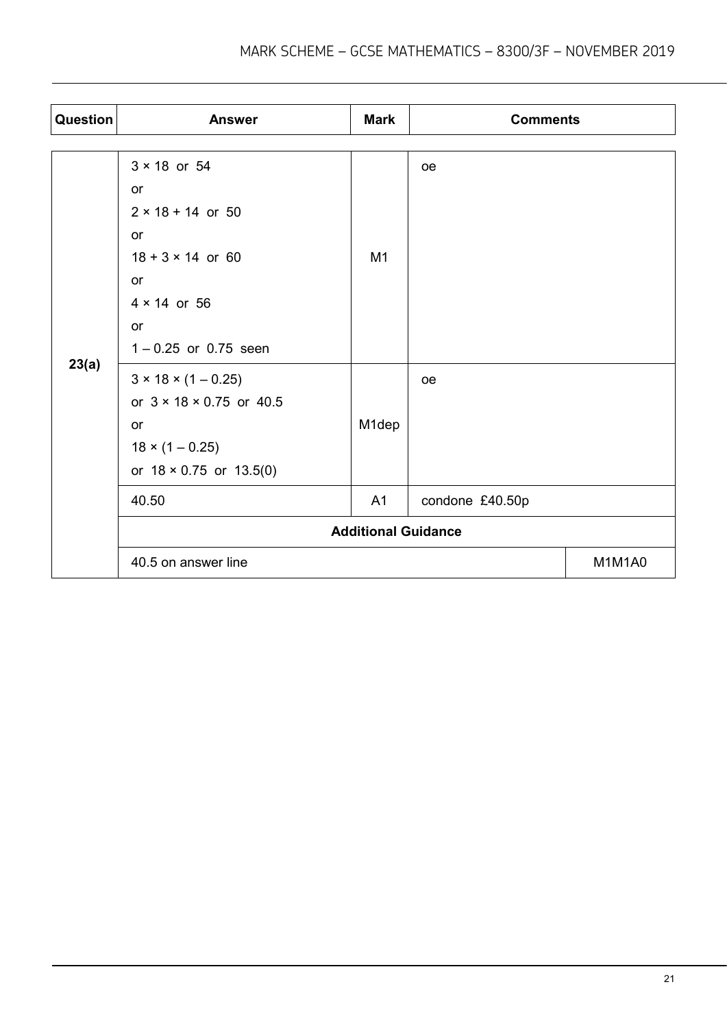| Question | Answer | Mark | Comments |
|---|---|---|---|
| 23(a) | $3 \times 18$ or 54<br>or<br>$2 \times 18 + 14$ or 50<br>or<br>$18 + 3 \times 14$ or 60<br>or<br>$4 \times 14$ or 56<br>or<br>$1 - 0.25$ or 0.75 seen | M1 | oe |
| | $3 \times 18 \times (1 - 0.25)$<br>or $3 \times 18 \times 0.75$ or 40.5<br>or<br>$18 \times (1 - 0.25)$<br>or $18 \times 0.75$ or 13.5(0) | M1dep | oe |
| | 40.50 | A1 | condone £40.50p |
| | **Additional Guidance** | | |
| | 40.5 on answer line | | M1M1A0 |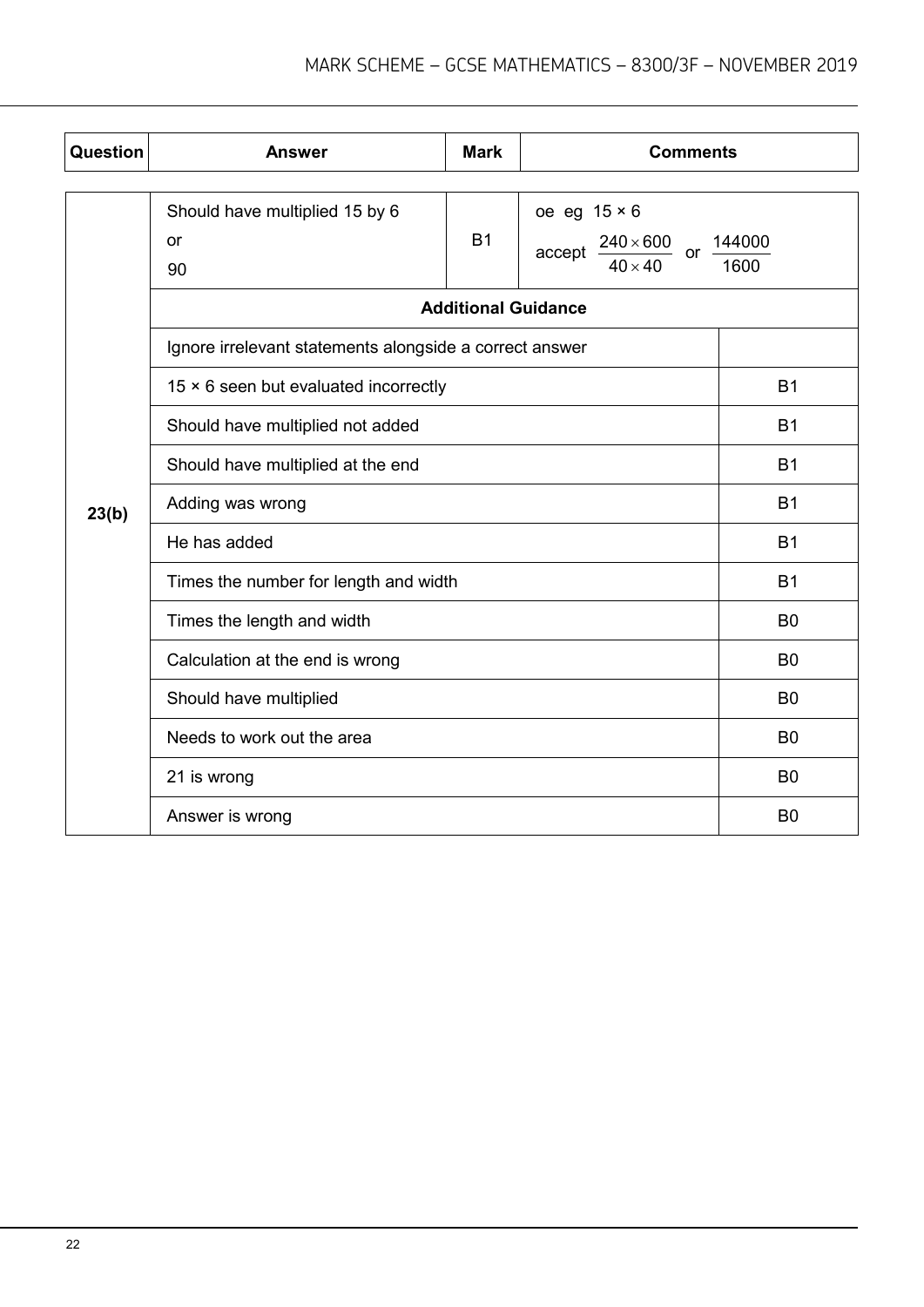| Question | Answer | Mark | Comments |
| --- | --- | --- | --- |
| 23(b) | Should have multiplied 15 by 6<br>or<br>90 | B1 | oe eg $15 \times 6$<br>accept $\frac{240 \times 600}{40 \times 40}$ or $\frac{144000}{1600}$ |

**Additional Guidance**

| Guidance | Mark |
| --- | --- |
| Ignore irrelevant statements alongside a correct answer | |
| 15 × 6 seen but evaluated incorrectly | B1 |
| Should have multiplied not added | B1 |
| Should have multiplied at the end | B1 |
| Adding was wrong | B1 |
| He has added | B1 |
| Times the number for length and width | B1 |
| Times the length and width | B0 |
| Calculation at the end is wrong | B0 |
| Should have multiplied | B0 |
| Needs to work out the area | B0 |
| 21 is wrong | B0 |
| Answer is wrong | B0 |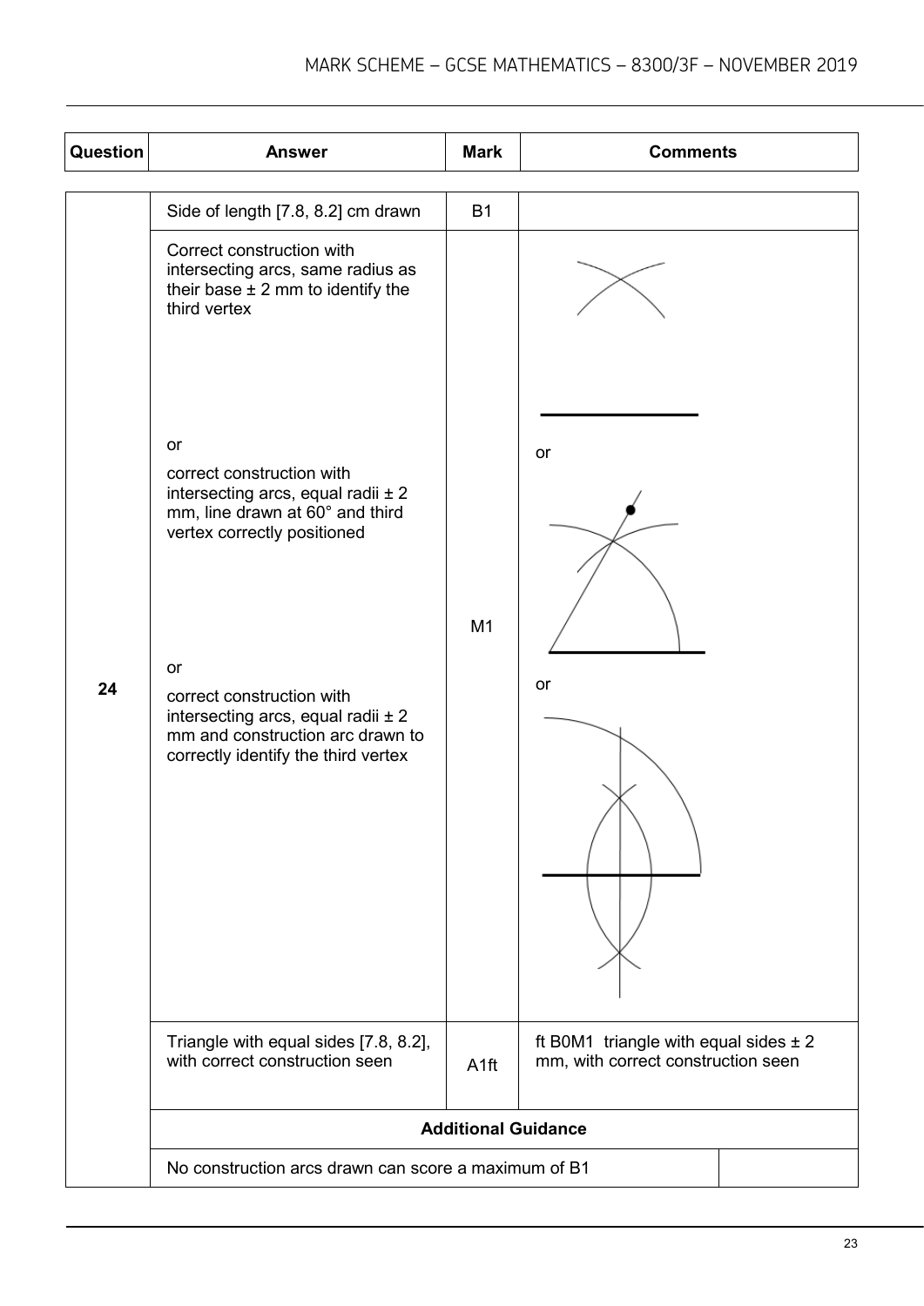| Question | Answer | Mark | Comments |
|---|---|---|---|
| 24 | Side of length [7.8, 8.2] cm drawn | B1 | |
| | Correct construction with intersecting arcs, same radius as their base ± 2 mm to identify the third vertex<br><br>or<br><br>correct construction with intersecting arcs, equal radii ± 2 mm, line drawn at 60° and third vertex correctly positioned<br><br>or<br><br>correct construction with intersecting arcs, equal radii ± 2 mm and construction arc drawn to correctly identify the third vertex | M1 | <br><br>or<br><br><br><br>or |
| | Triangle with equal sides [7.8, 8.2], with correct construction seen | A1ft | ft B0M1 triangle with equal sides ± 2 mm, with correct construction seen |
| | **Additional Guidance** | | |
| | No construction arcs drawn can score a maximum of B1 | | |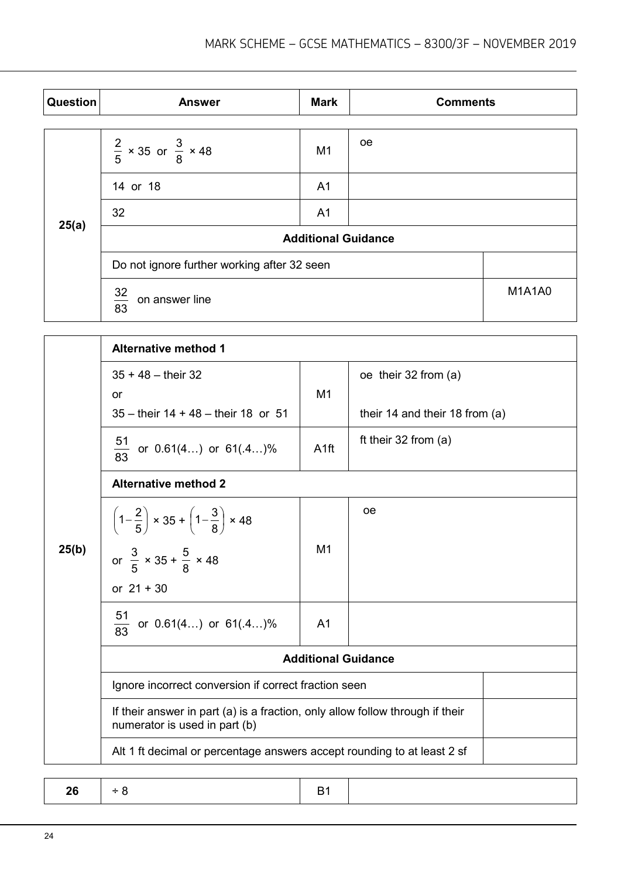| Question | Answer | Mark | Comments |
|---|---|---|---|
| 25(a) | $\frac{2}{5} \times 35$ or $\frac{3}{8} \times 48$ | M1 | oe |
| | 14 or 18 | A1 | |
| | 32 | A1 | |
| | **Additional Guidance** | | |
| | Do not ignore further working after 32 seen | | |
| | $\frac{32}{83}$ on answer line | | M1A1A0 |

| Question | Answer | Mark | Comments |
|---|---|---|---|
| 25(b) | **Alternative method 1** | | |
| | $35 + 48 -$ their 32<br>or<br>$35 -$ their $14 + 48 -$ their 18 or 51 | M1 | oe their 32 from (a)<br><br>their 14 and their 18 from (a) |
| | $\frac{51}{83}$ or 0.61(4…) or 61(.4…)% | A1ft | ft their 32 from (a) |
| | **Alternative method 2** | | |
| | $\left(1-\frac{2}{5}\right) \times 35 + \left(1-\frac{3}{8}\right) \times 48$<br>or $\frac{3}{5} \times 35 + \frac{5}{8} \times 48$<br>or $21 + 30$ | M1 | oe |
| | $\frac{51}{83}$ or 0.61(4…) or 61(.4…)% | A1 | |
| | **Additional Guidance** | | |
| | Ignore incorrect conversion if correct fraction seen | | |
| | If their answer in part (a) is a fraction, only allow follow through if their numerator is used in part (b) | | |
| | Alt 1 ft decimal or percentage answers accept rounding to at least 2 sf | | |

| Question | Answer | Mark | Comments |
|---|---|---|---|
| 26 | $\div 8$ | B1 | |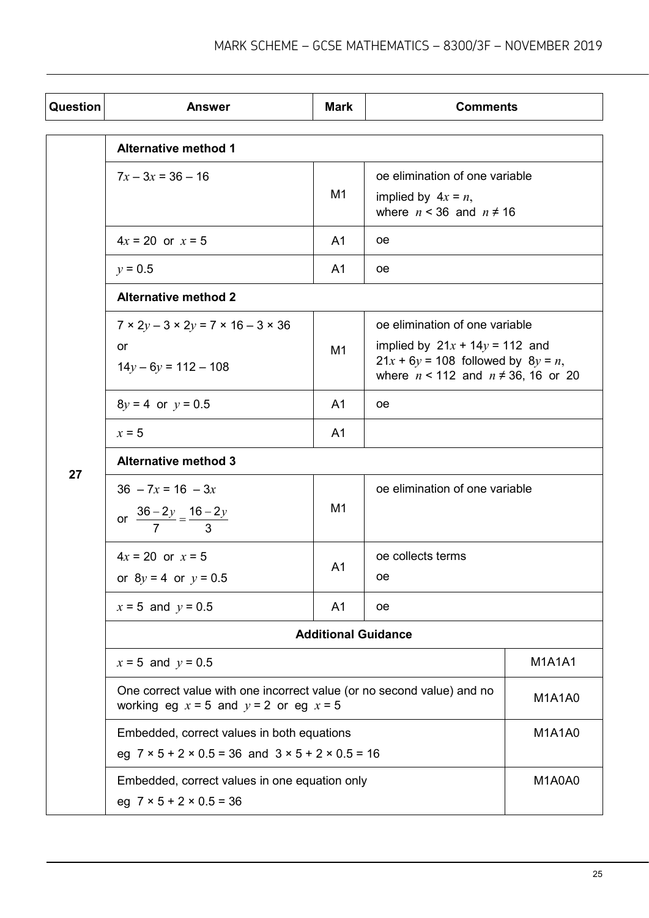| Question | Answer | Mark | Comments |
|---|---|---|---|
| 27 | **Alternative method 1** | | |
| | $7x - 3x = 36 - 16$ | M1 | oe elimination of one variable<br>implied by $4x = n$, where $n < 36$ and $n \neq 16$ |
| | $4x = 20$ or $x = 5$ | A1 | oe |
| | $y = 0.5$ | A1 | oe |
| | **Alternative method 2** | | |
| | $7 \times 2y - 3 \times 2y = 7 \times 16 - 3 \times 36$<br>or<br>$14y - 6y = 112 - 108$ | M1 | oe elimination of one variable<br>implied by $21x + 14y = 112$ and $21x + 6y = 108$ followed by $8y = n$, where $n < 112$ and $n \neq 36$, 16 or 20 |
| | $8y = 4$ or $y = 0.5$ | A1 | oe |
| | $x = 5$ | A1 | |
| | **Alternative method 3** | | |
| | $36 - 7x = 16 - 3x$<br>or $\frac{36 - 2y}{7} = \frac{16 - 2y}{3}$ | M1 | oe elimination of one variable |
| | $4x = 20$ or $x = 5$<br>or $8y = 4$ or $y = 0.5$ | A1 | oe collects terms<br>oe |
| | $x = 5$ and $y = 0.5$ | A1 | oe |
| | **Additional Guidance** | | |
| | $x = 5$ and $y = 0.5$ | | M1A1A1 |
| | One correct value with one incorrect value (or no second value) and no working eg $x = 5$ and $y = 2$ or eg $x = 5$ | | M1A1A0 |
| | Embedded, correct values in both equations<br>eg $7 \times 5 + 2 \times 0.5 = 36$ and $3 \times 5 + 2 \times 0.5 = 16$ | | M1A1A0 |
| | Embedded, correct values in one equation only<br>eg $7 \times 5 + 2 \times 0.5 = 36$ | | M1A0A0 |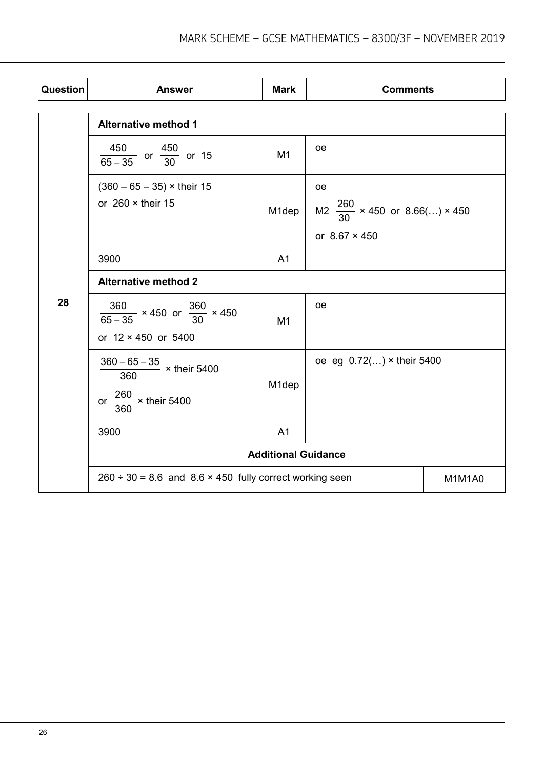| Question | Answer | Mark | Comments |
|---|---|---|---|
| 28 | **Alternative method 1** | | |
| | $\frac{450}{65-35}$ or $\frac{450}{30}$ or 15 | M1 | oe |
| | $(360 - 65 - 35) \times$ their 15<br>or $260 \times$ their 15 | M1dep | oe<br>M2 $\frac{260}{30} \times 450$ or $8.66(\ldots) \times 450$<br>or $8.67 \times 450$ |
| | 3900 | A1 | |
| | **Alternative method 2** | | |
| | $\frac{360}{65-35} \times 450$ or $\frac{360}{30} \times 450$<br>or $12 \times 450$ or 5400 | M1 | oe |
| | $\frac{360-65-35}{360} \times$ their 5400<br>or $\frac{260}{360} \times$ their 5400 | M1dep | oe eg $0.72(\ldots) \times$ their 5400 |
| | 3900 | A1 | |
| | **Additional Guidance** | | |
| | $260 \div 30 = 8.6$ and $8.6 \times 450$ fully correct working seen | | M1M1A0 |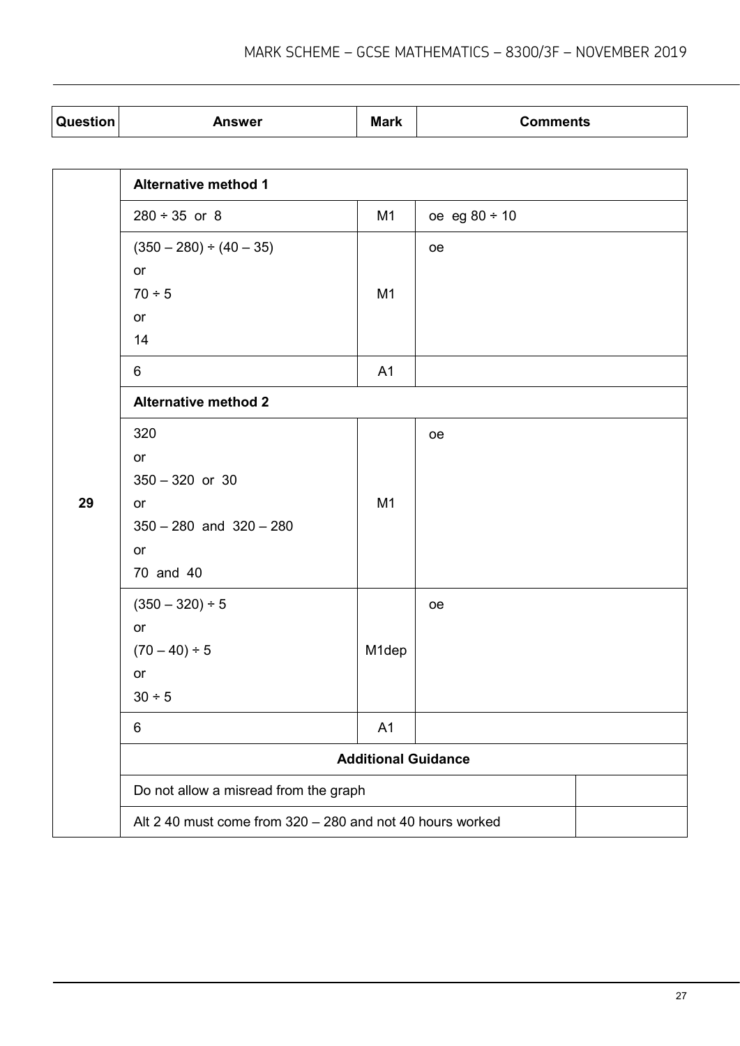| Question | Answer | Mark | Comments |
|---|---|---|---|
| 29 | **Alternative method 1** | | |
| | $280 \div 35$ or 8 | M1 | oe eg $80 \div 10$ |
| | $(350 - 280) \div (40 - 35)$<br>or<br>$70 \div 5$<br>or<br>14 | M1 | oe |
| | 6 | A1 | |
| | **Alternative method 2** | | |
| | 320<br>or<br>$350 - 320$ or 30<br>or<br>$350 - 280$ and $320 - 280$<br>or<br>70 and 40 | M1 | oe |
| | $(350 - 320) \div 5$<br>or<br>$(70 - 40) \div 5$<br>or<br>$30 \div 5$ | M1dep | oe |
| | 6 | A1 | |
| | **Additional Guidance** | | |
| | Do not allow a misread from the graph | | |
| | Alt 2 40 must come from 320 – 280 and not 40 hours worked | | |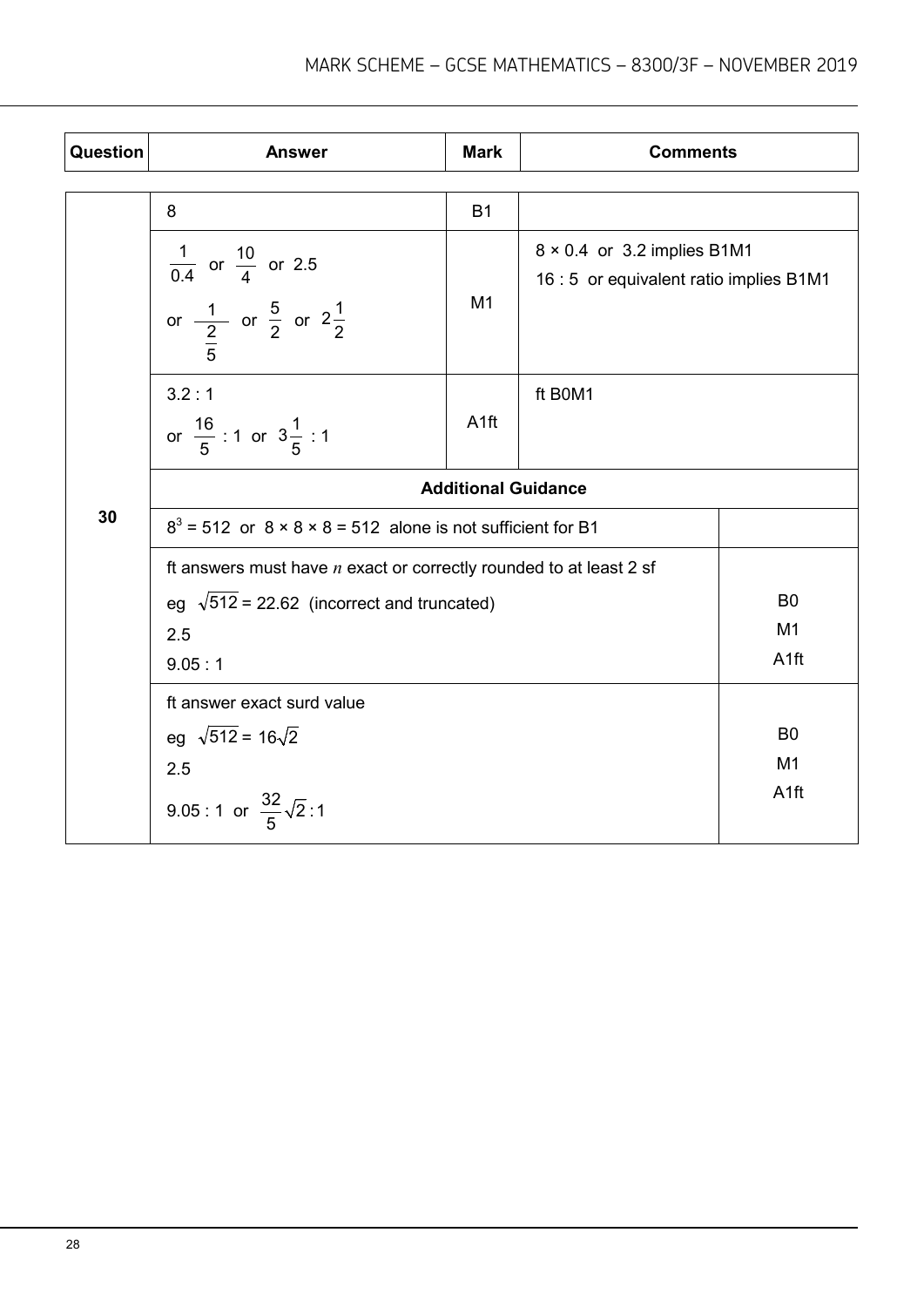| Question | Answer | Mark | Comments | |
|---|---|---|---|---|
| 30 | 8 | B1 | | |
| | $\frac{1}{0.4}$ or $\frac{10}{4}$ or 2.5 or $\frac{1}{\frac{2}{5}}$ or $\frac{5}{2}$ or $2\frac{1}{2}$ | M1 | 8 × 0.4 or 3.2 implies B1M1<br>16 : 5 or equivalent ratio implies B1M1 | |
| | 3.2 : 1 or $\frac{16}{5}$ : 1 or $3\frac{1}{5}$ : 1 | A1ft | ft B0M1 | |
| | **Additional Guidance** | | | |
| | $8^3 = 512$ or 8 × 8 × 8 = 512 alone is not sufficient for B1 | | | |
| | ft answers must have $n$ exact or correctly rounded to at least 2 sf<br>eg $\sqrt{512}$ = 22.62 (incorrect and truncated)<br>2.5<br>9.05 : 1 | | | B0<br>M1<br>A1ft |
| | ft answer exact surd value<br>eg $\sqrt{512} = 16\sqrt{2}$<br>2.5<br>9.05 : 1 or $\frac{32}{5}\sqrt{2} : 1$ | | | B0<br>M1<br>A1ft |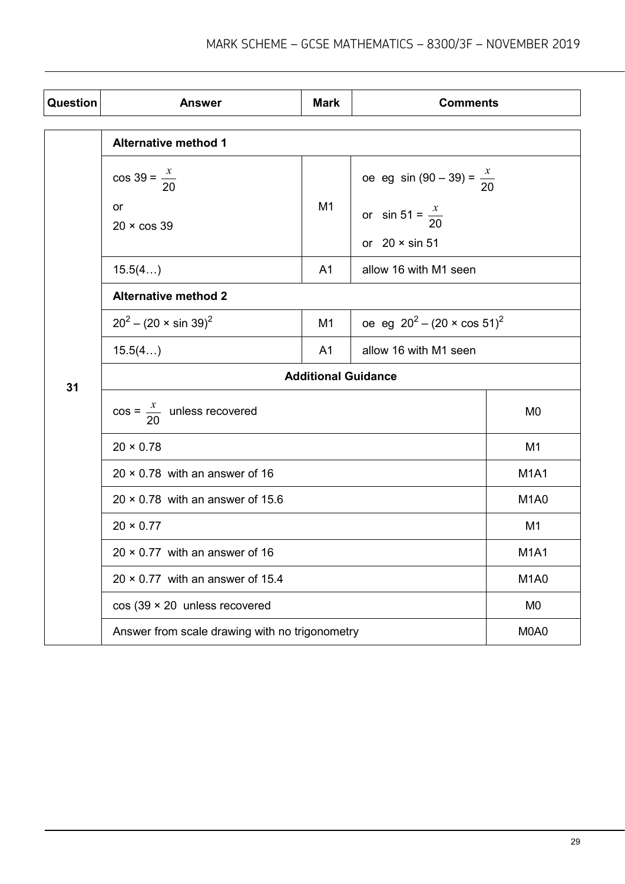| Question | Answer | Mark | Comments |
|---|---|---|---|
| 31 | **Alternative method 1** | | |
| | $\cos 39 = \frac{x}{20}$ or $20 \times \cos 39$ | M1 | oe eg $\sin (90 - 39) = \frac{x}{20}$ or $\sin 51 = \frac{x}{20}$ or $20 \times \sin 51$ |
| | 15.5(4…) | A1 | allow 16 with M1 seen |
| | **Alternative method 2** | | |
| | $20^2 - (20 \times \sin 39)^2$ | M1 | oe eg $20^2 - (20 \times \cos 51)^2$ |
| | 15.5(4…) | A1 | allow 16 with M1 seen |
| | **Additional Guidance** | | |
| | $\cos = \frac{x}{20}$ unless recovered | | M0 |
| | $20 \times 0.78$ | | M1 |
| | $20 \times 0.78$ with an answer of 16 | | M1A1 |
| | $20 \times 0.78$ with an answer of 15.6 | | M1A0 |
| | $20 \times 0.77$ | | M1 |
| | $20 \times 0.77$ with an answer of 16 | | M1A1 |
| | $20 \times 0.77$ with an answer of 15.4 | | M1A0 |
| | cos (39 × 20 unless recovered | | M0 |
| | Answer from scale drawing with no trigonometry | | M0A0 |